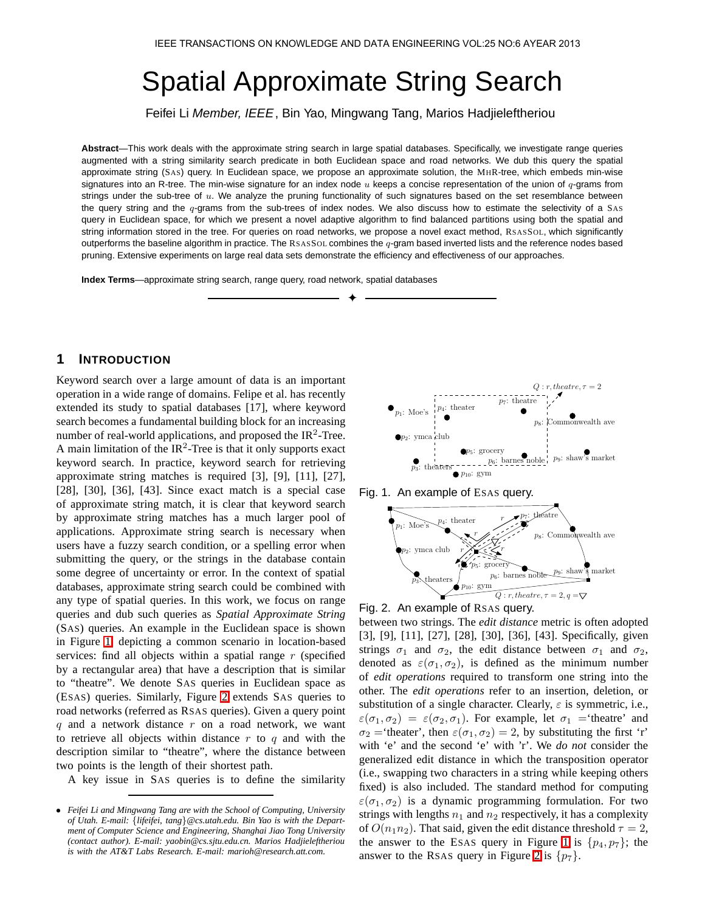# Spatial Approximate String Search

Feifei Li *Member, IEEE*, Bin Yao, Mingwang Tang, Marios Hadjieleftheriou

**Abstract**—This work deals with the approximate string search in large spatial databases. Specifically, we investigate range queries augmented with a string similarity search predicate in both Euclidean space and road networks. We dub this query the spatial approximate string (SAS) query. In Euclidean space, we propose an approximate solution, the MHR-tree, which embeds min-wise signatures into an R-tree. The min-wise signature for an index node $u$ keeps a concise representation of the union of $q$-grams from strings under the sub-tree of $u$. We analyze the pruning functionality of such signatures based on the set resemblance between the query string and the $q$-grams from the sub-trees of index nodes. We also discuss how to estimate the selectivity of a SAS query in Euclidean space, for which we present a novel adaptive algorithm to find balanced partitions using both the spatial and string information stored in the tree. For queries on road networks, we propose a novel exact method, RSASSOL, which significantly outperforms the baseline algorithm in practice. The RSASSOL combines the $q$-gram based inverted lists and the reference nodes based pruning. Extensive experiments on large real data sets demonstrate the efficiency and effectiveness of our approaches.

**Index Terms**—approximate string search, range query, road network, spatial databases

## 1 INTRODUCTION

Keyword search over a large amount of data is an important operation in a wide range of domains. Felipe et al. has recently extended its study to spatial databases [17], where keyword search becomes a fundamental building block for an increasing number of real-world applications, and proposed the IR$^2$-Tree. A main limitation of the IR$^2$-Tree is that it only supports exact keyword search. In practice, keyword search for retrieving approximate string matches is required [3], [9], [11], [27], [28], [30], [36], [43]. Since exact match is a special case of approximate string match, it is clear that keyword search by approximate string matches has a much larger pool of applications. Approximate string search is necessary when users have a fuzzy search condition, or a spelling error when submitting the query, or the strings in the database contain some degree of uncertainty or error. In the context of spatial databases, approximate string search could be combined with any type of spatial queries. In this work, we focus on range queries and dub such queries as *Spatial Approximate String* (SAS) queries. An example in the Euclidean space is shown in Figure 1, depicting a common scenario in location-based services: find all objects within a spatial range $r$ (specified by a rectangular area) that have a description that is similar to "theatre". We denote SAS queries in Euclidean space as (ESAS) queries. Similarly, Figure 2 extends SAS queries to road networks (referred as RSAS queries). Given a query point $q$ and a network distance $r$ on a road network, we want to retrieve all objects within distance $r$ to $q$ and with the description similar to "theatre", where the distance between two points is the length of their shortest path.

A key issue in SAS queries is to define the similarity

Fig. 1. An example of ESAS query.

Fig. 2. An example of RSAS query.

between two strings. The *edit distance* metric is often adopted [3], [9], [11], [27], [28], [30], [36], [43]. Specifically, given strings $\sigma_1$ and $\sigma_2$, the edit distance between $\sigma_1$ and $\sigma_2$, denoted as $\varepsilon(\sigma_1, \sigma_2)$, is defined as the minimum number of *edit operations* required to transform one string into the other. The *edit operations* refer to an insertion, deletion, or substitution of a single character. Clearly, $\varepsilon$ is symmetric, i.e., $\varepsilon(\sigma_1, \sigma_2) = \varepsilon(\sigma_2, \sigma_1)$. For example, let $\sigma_1$ ='theatre' and $\sigma_2$ ='theater', then $\varepsilon(\sigma_1, \sigma_2) = 2$, by substituting the first 'r' with 'e' and the second 'e' with 'r'. We *do not* consider the generalized edit distance in which the transposition operator (i.e., swapping two characters in a string while keeping others fixed) is also included. The standard method for computing $\varepsilon(\sigma_1, \sigma_2)$ is a dynamic programming formulation. For two strings with lengths $n_1$ and $n_2$ respectively, it has a complexity of $O(n_1 n_2)$. That said, given the edit distance threshold $\tau = 2$, the answer to the ESAS query in Figure 1 is $\{p_4, p_7\}$; the answer to the RSAS query in Figure 2 is $\{p_7\}$.

- *Feifei Li and Mingwang Tang are with the School of Computing, University of Utah. E-mail: {lifeifei, tang}@cs.utah.edu. Bin Yao is with the Department of Computer Science and Engineering, Shanghai Jiao Tong University (contact author). E-mail: yaobin@cs.sjtu.edu.cn. Marios Hadjieleftheriou is with the AT&T Labs Research. E-mail: marioh@research.att.com.*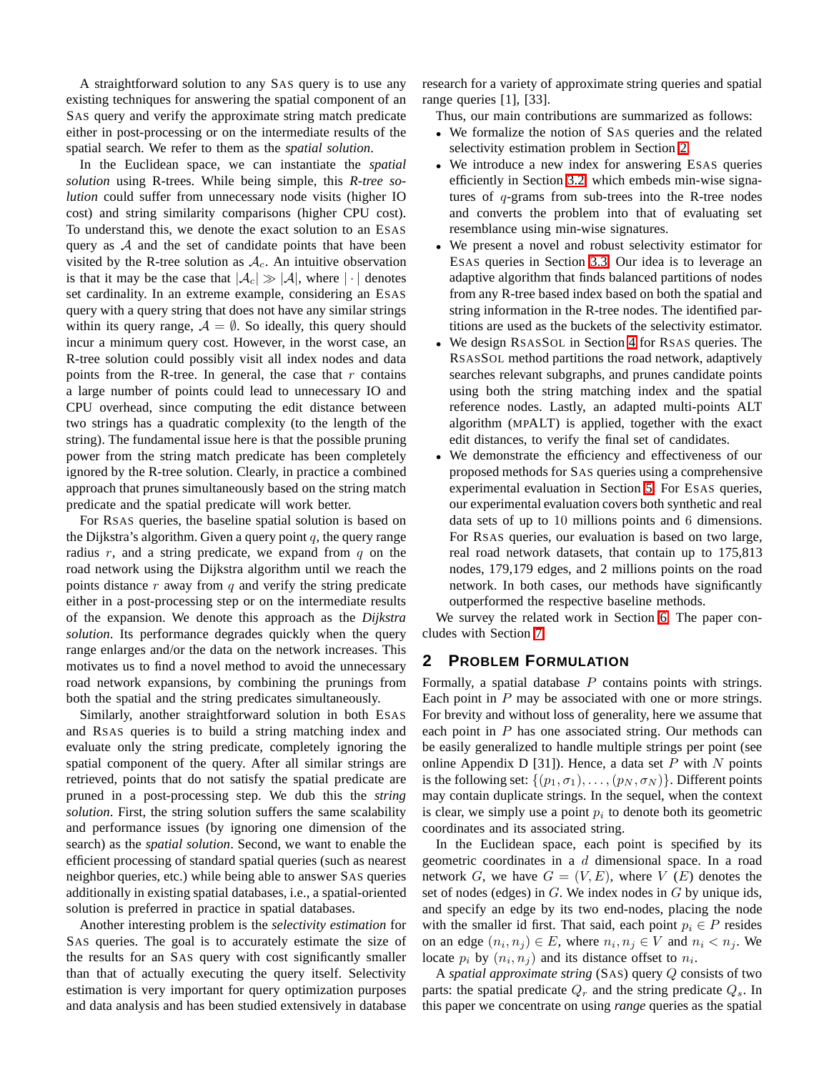A straightforward solution to any SAS query is to use any existing techniques for answering the spatial component of an SAS query and verify the approximate string match predicate either in post-processing or on the intermediate results of the spatial search. We refer to them as the *spatial solution*.

In the Euclidean space, we can instantiate the *spatial solution* using R-trees. While being simple, this *R-tree solution* could suffer from unnecessary node visits (higher IO cost) and string similarity comparisons (higher CPU cost). To understand this, we denote the exact solution to an ESAS query as $\mathcal{A}$ and the set of candidate points that have been visited by the R-tree solution as $\mathcal{A}_c$. An intuitive observation is that it may be the case that $|\mathcal{A}_c| \gg |\mathcal{A}|$, where $|\cdot|$ denotes set cardinality. In an extreme example, considering an ESAS query with a query string that does not have any similar strings within its query range, $\mathcal{A} = \emptyset$. So ideally, this query should incur a minimum query cost. However, in the worst case, an R-tree solution could possibly visit all index nodes and data points from the R-tree. In general, the case that $r$ contains a large number of points could lead to unnecessary IO and CPU overhead, since computing the edit distance between two strings has a quadratic complexity (to the length of the string). The fundamental issue here is that the possible pruning power from the string match predicate has been completely ignored by the R-tree solution. Clearly, in practice a combined approach that prunes simultaneously based on the string match predicate and the spatial predicate will work better.

For RSAS queries, the baseline spatial solution is based on the Dijkstra's algorithm. Given a query point $q$, the query range radius $r$, and a string predicate, we expand from $q$ on the road network using the Dijkstra algorithm until we reach the points distance $r$ away from $q$ and verify the string predicate either in a post-processing step or on the intermediate results of the expansion. We denote this approach as the *Dijkstra solution*. Its performance degrades quickly when the query range enlarges and/or the data on the network increases. This motivates us to find a novel method to avoid the unnecessary road network expansions, by combining the prunings from both the spatial and the string predicates simultaneously.

Similarly, another straightforward solution in both ESAS and RSAS queries is to build a string matching index and evaluate only the string predicate, completely ignoring the spatial component of the query. After all similar strings are retrieved, points that do not satisfy the spatial predicate are pruned in a post-processing step. We dub this the *string solution*. First, the string solution suffers the same scalability and performance issues (by ignoring one dimension of the search) as the *spatial solution*. Second, we want to enable the efficient processing of standard spatial queries (such as nearest neighbor queries, etc.) while being able to answer SAS queries additionally in existing spatial databases, i.e., a spatial-oriented solution is preferred in practice in spatial databases.

Another interesting problem is the *selectivity estimation* for SAS queries. The goal is to accurately estimate the size of the results for an SAS query with cost significantly smaller than that of actually executing the query itself. Selectivity estimation is very important for query optimization purposes and data analysis and has been studied extensively in database research for a variety of approximate string queries and spatial range queries [1], [33].

Thus, our main contributions are summarized as follows:

- We formalize the notion of SAS queries and the related selectivity estimation problem in Section 2.
- We introduce a new index for answering ESAS queries efficiently in Section 3.2, which embeds min-wise signatures of $q$-grams from sub-trees into the R-tree nodes and converts the problem into that of evaluating set resemblance using min-wise signatures.
- We present a novel and robust selectivity estimator for ESAS queries in Section 3.3. Our idea is to leverage an adaptive algorithm that finds balanced partitions of nodes from any R-tree based index based on both the spatial and string information in the R-tree nodes. The identified partitions are used as the buckets of the selectivity estimator.
- We design RSASSOL in Section 4 for RSAS queries. The RSASSOL method partitions the road network, adaptively searches relevant subgraphs, and prunes candidate points using both the string matching index and the spatial reference nodes. Lastly, an adapted multi-points ALT algorithm (MPALT) is applied, together with the exact edit distances, to verify the final set of candidates.
- We demonstrate the efficiency and effectiveness of our proposed methods for SAS queries using a comprehensive experimental evaluation in Section 5. For ESAS queries, our experimental evaluation covers both synthetic and real data sets of up to 10 millions points and 6 dimensions. For RSAS queries, our evaluation is based on two large, real road network datasets, that contain up to 175,813 nodes, 179,179 edges, and 2 millions points on the road network. In both cases, our methods have significantly outperformed the respective baseline methods.

We survey the related work in Section 6. The paper concludes with Section 7.

## 2 Problem Formulation

Formally, a spatial database $P$ contains points with strings. Each point in $P$ may be associated with one or more strings. For brevity and without loss of generality, here we assume that each point in $P$ has one associated string. Our methods can be easily generalized to handle multiple strings per point (see online Appendix D [31]). Hence, a data set $P$ with $N$ points is the following set: $\{(p_1, \sigma_1), \ldots, (p_N, \sigma_N)\}$. Different points may contain duplicate strings. In the sequel, when the context is clear, we simply use a point $p_i$ to denote both its geometric coordinates and its associated string.

In the Euclidean space, each point is specified by its geometric coordinates in a $d$ dimensional space. In a road network $G$, we have $G = (V, E)$, where $V$ ($E$) denotes the set of nodes (edges) in $G$. We index nodes in $G$ by unique ids, and specify an edge by its two end-nodes, placing the node with the smaller id first. That said, each point $p_i \in P$ resides on an edge $(n_i, n_j) \in E$, where $n_i, n_j \in V$ and $n_i < n_j$. We locate $p_i$ by $(n_i, n_j)$ and its distance offset to $n_i$.

A *spatial approximate string* (SAS) query $Q$ consists of two parts: the spatial predicate $Q_r$ and the string predicate $Q_s$. In this paper we concentrate on using *range* queries as the spatial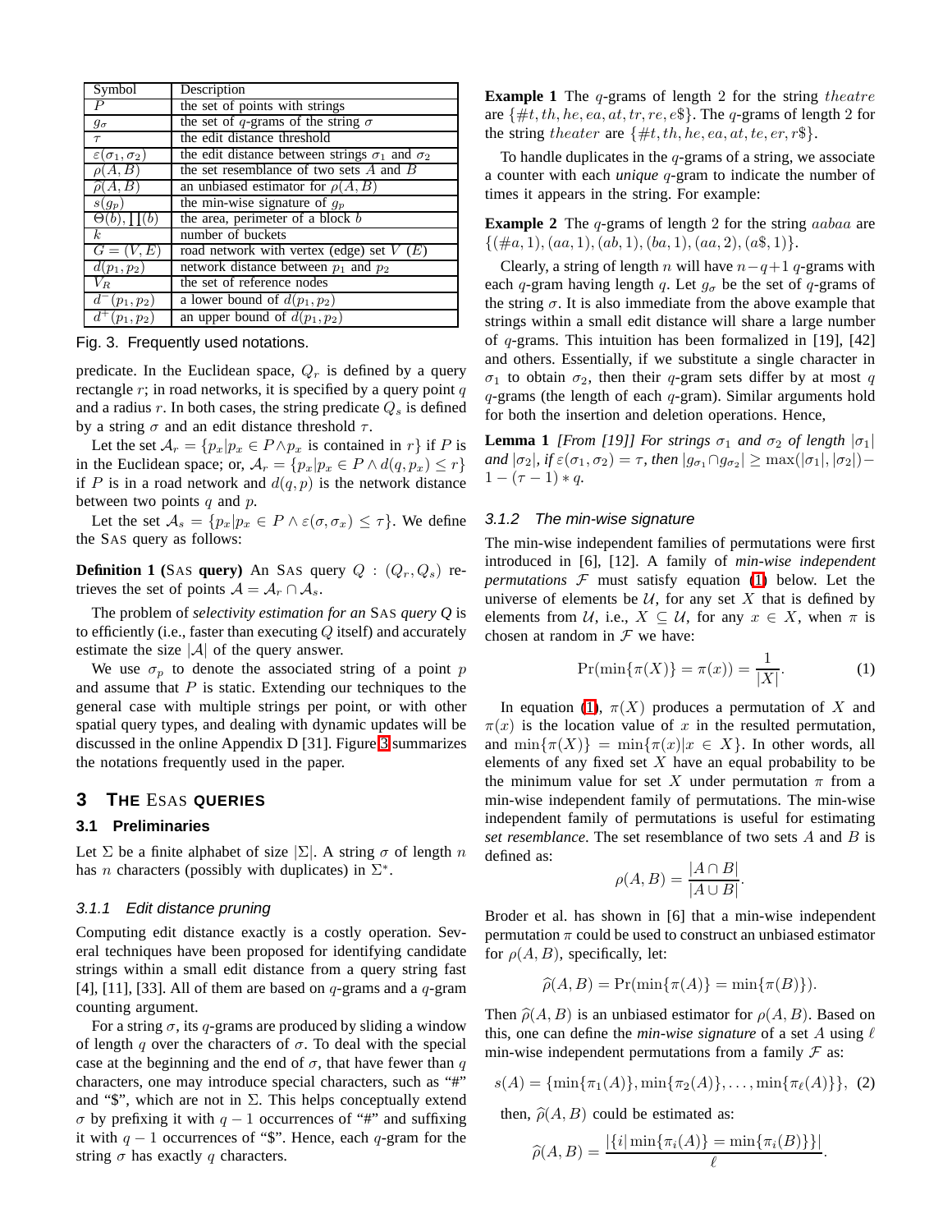| Symbol | Description |
|---|---|
| $P$ | the set of points with strings |
| $g_\sigma$ | the set of $q$-grams of the string $\sigma$ |
| $\tau$ | the edit distance threshold |
| $\varepsilon(\sigma_1, \sigma_2)$ | the edit distance between strings $\sigma_1$ and $\sigma_2$ |
| $\rho(A, B)$ | the set resemblance of two sets $A$ and $B$ |
| $\widehat{\rho}(A, B)$ | an unbiased estimator for $\rho(A, B)$ |
| $s(g_p)$ | the min-wise signature of $g_p$ |
| $\Theta(b), \coprod(b)$ | the area, perimeter of a block $b$ |
| $k$ | number of buckets |
| $G = (V, E)$ | road network with vertex (edge) set $V$ ($E$) |
| $d(p_1, p_2)$ | network distance between $p_1$ and $p_2$ |
| $V_R$ | the set of reference nodes |
| $d^-(p_1, p_2)$ | a lower bound of $d(p_1, p_2)$ |
| $d^+(p_1, p_2)$ | an upper bound of $d(p_1, p_2)$ |

Fig. 3. Frequently used notations.

predicate. In the Euclidean space, $Q_r$ is defined by a query rectangle $r$; in road networks, it is specified by a query point $q$ and a radius $r$. In both cases, the string predicate $Q_s$ is defined by a string $\sigma$ and an edit distance threshold $\tau$.

Let the set $\mathcal{A}_r = \{p_x | p_x \in P \wedge p_x$ is contained in $r\}$ if $P$ is in the Euclidean space; or, $\mathcal{A}_r = \{p_x | p_x \in P \wedge d(q, p_x) \leq r\}$ if $P$ is in a road network and $d(q, p)$ is the network distance between two points $q$ and $p$.

Let the set $\mathcal{A}_s = \{p_x | p_x \in P \wedge \varepsilon(\sigma, \sigma_x) \leq \tau\}$. We define the SAS query as follows:

**Definition 1 (SAS query)** An SAS query $Q : (Q_r, Q_s)$ retrieves the set of points $\mathcal{A} = \mathcal{A}_r \cap \mathcal{A}_s$.

The problem of *selectivity estimation for an* SAS *query Q* is to efficiently (i.e., faster than executing $Q$ itself) and accurately estimate the size $|\mathcal{A}|$ of the query answer.

We use $\sigma_p$ to denote the associated string of a point $p$ and assume that $P$ is static. Extending our techniques to the general case with multiple strings per point, or with other spatial query types, and dealing with dynamic updates will be discussed in the online Appendix D [31]. Figure 3 summarizes the notations frequently used in the paper.

## 3 The ESAS queries

### 3.1 Preliminaries

Let $\Sigma$ be a finite alphabet of size $|\Sigma|$. A string $\sigma$ of length $n$ has $n$ characters (possibly with duplicates) in $\Sigma^*$.

#### 3.1.1 Edit distance pruning

Computing edit distance exactly is a costly operation. Several techniques have been proposed for identifying candidate strings within a small edit distance from a query string fast [4], [11], [33]. All of them are based on $q$-grams and a $q$-gram counting argument.

For a string $\sigma$, its $q$-grams are produced by sliding a window of length $q$ over the characters of $\sigma$. To deal with the special case at the beginning and the end of $\sigma$, that have fewer than $q$ characters, one may introduce special characters, such as "#" and "\$", which are not in $\Sigma$. This helps conceptually extend $\sigma$ by prefixing it with $q-1$ occurrences of "#" and suffixing it with $q-1$ occurrences of "\$". Hence, each $q$-gram for the string $\sigma$ has exactly $q$ characters.

**Example 1** The $q$-grams of length 2 for the string $theatre$ are $\{\#t, th, he, ea, at, tr, re, e\$\}$. The $q$-grams of length 2 for the string $theater$ are $\{\#t, th, he, ea, at, te, er, r\$\}$.

To handle duplicates in the $q$-grams of a string, we associate a counter with each *unique* $q$-gram to indicate the number of times it appears in the string. For example:

**Example 2** The $q$-grams of length 2 for the string $aabaa$ are $\{(\#a, 1), (aa, 1), (ab, 1), (ba, 1), (aa, 2), (a\$, 1)\}$.

Clearly, a string of length $n$ will have $n-q+1$ $q$-grams with each $q$-gram having length $q$. Let $g_\sigma$ be the set of $q$-grams of the string $\sigma$. It is also immediate from the above example that strings within a small edit distance will share a large number of $q$-grams. This intuition has been formalized in [19], [42] and others. Essentially, if we substitute a single character in $\sigma_1$ to obtain $\sigma_2$, then their $q$-gram sets differ by at most $q$ $q$-grams (the length of each $q$-gram). Similar arguments hold for both the insertion and deletion operations. Hence,

**Lemma 1** *[From [19]] For strings $\sigma_1$ and $\sigma_2$ of length $|\sigma_1|$ and $|\sigma_2|$, if $\varepsilon(\sigma_1, \sigma_2) = \tau$, then $|g_{\sigma_1} \cap g_{\sigma_2}| \geq \max(|\sigma_1|, |\sigma_2|) - 1 - (\tau - 1) * q$.*

#### 3.1.2 The min-wise signature

The min-wise independent families of permutations were first introduced in [6], [12]. A family of *min-wise independent permutations* $\mathcal{F}$ must satisfy equation (1) below. Let the universe of elements be $\mathcal{U}$, for any set $X$ that is defined by elements from $\mathcal{U}$, i.e., $X \subseteq \mathcal{U}$, for any $x \in X$, when $\pi$ is chosen at random in $\mathcal{F}$ we have:

$$\Pr(\min\{\pi(X)\} = \pi(x)) = \frac{1}{|X|}. \tag{1}$$

In equation (1), $\pi(X)$ produces a permutation of $X$ and $\pi(x)$ is the location value of $x$ in the resulted permutation, and $\min\{\pi(X)\} = \min\{\pi(x) | x \in X\}$. In other words, all elements of any fixed set $X$ have an equal probability to be the minimum value for set $X$ under permutation $\pi$ from a min-wise independent family of permutations. The min-wise independent family of permutations is useful for estimating *set resemblance*. The set resemblance of two sets $A$ and $B$ is defined as:

$$\rho(A, B) = \frac{|A \cap B|}{|A \cup B|}.$$

Broder et al. has shown in [6] that a min-wise independent permutation $\pi$ could be used to construct an unbiased estimator for $\rho(A, B)$, specifically, let:

$$\widehat{\rho}(A, B) = \Pr(\min\{\pi(A)\} = \min\{\pi(B)\}).$$

Then $\widehat{\rho}(A, B)$ is an unbiased estimator for $\rho(A, B)$. Based on this, one can define the *min-wise signature* of a set $A$ using $\ell$ min-wise independent permutations from a family $\mathcal{F}$ as:

$$s(A) = \{\min\{\pi_1(A)\}, \min\{\pi_2(A)\}, \ldots, \min\{\pi_\ell(A)\}\}, \tag{2}$$

then, $\widehat{\rho}(A, B)$ could be estimated as:

$$\widehat{\rho}(A, B) = \frac{|\{i | \min\{\pi_i(A)\} = \min\{\pi_i(B)\}\}|}{\ell}.$$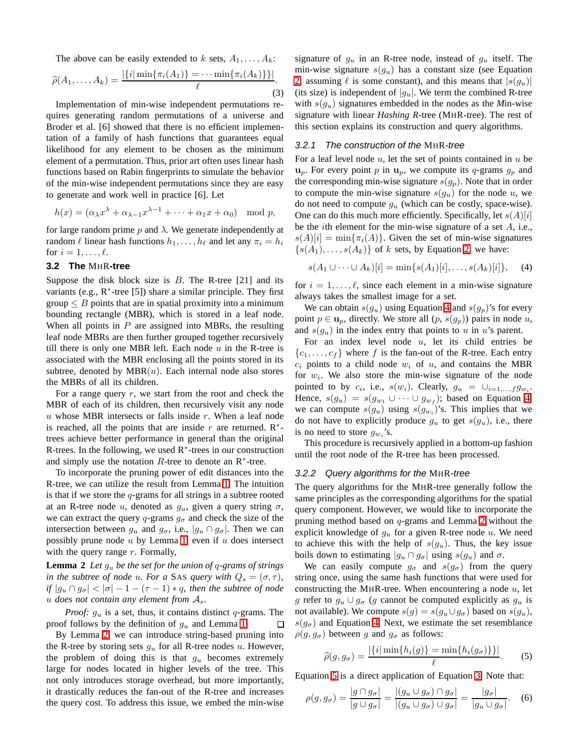The above can be easily extended to $k$ sets, $A_1, \ldots, A_k$:

$$\widehat{\rho}(A_1, \ldots, A_k) = \frac{|\{i| \min\{\pi_i(A_1)\} = \cdots \min\{\pi_i(A_k)\}\}|}{\ell}. \quad (3)$$

Implementation of min-wise independent permutations requires generating random permutations of a universe and Broder et al. [6] showed that there is no efficient implementation of a family of hash functions that guarantees equal likelihood for any element to be chosen as the minimum element of a permutation. Thus, prior art often uses linear hash functions based on Rabin fingerprints to simulate the behavior of the min-wise independent permutations since they are easy to generate and work well in practice [6]. Let

$$h(x) = (\alpha_\lambda x^\lambda + \alpha_{\lambda-1} x^{\lambda-1} + \cdots + \alpha_1 x + \alpha_0) \mod p,$$

for large random prime $p$ and $\lambda$. We generate independently at random $\ell$ linear hash functions $h_1, \ldots, h_\ell$ and let any $\pi_i = h_i$ for $i = 1, \ldots, \ell$.

### 3.2 The MHR-tree

Suppose the disk block size is $B$. The R-tree [21] and its variants (e.g., R$^*$-tree [5]) share a similar principle. They first group $\leq B$ points that are in spatial proximity into a minimum bounding rectangle (MBR), which is stored in a leaf node. When all points in $P$ are assigned into MBRs, the resulting leaf node MBRs are then further grouped together recursively till there is only one MBR left. Each node $u$ in the R-tree is associated with the MBR enclosing all the points stored in its subtree, denoted by MBR($u$). Each internal node also stores the MBRs of all its children.

For a range query $r$, we start from the root and check the MBR of each of its children, then recursively visit any node $u$ whose MBR intersects or falls inside $r$. When a leaf node is reached, all the points that are inside $r$ are returned. R$^*$-trees achieve better performance in general than the original R-trees. In the following, we used R$^*$-trees in our construction and simply use the notation $R$-tree to denote an R$^*$-tree.

To incorporate the pruning power of edit distances into the R-tree, we can utilize the result from Lemma 1. The intuition is that if we store the $q$-grams for all strings in a subtree rooted at an R-tree node $u$, denoted as $g_u$, given a query string $\sigma$, we can extract the query $q$-grams $g_\sigma$ and check the size of the intersection between $g_u$ and $g_\sigma$, i.e., $|g_u \cap g_\sigma|$. Then we can possibly prune node $u$ by Lemma 1, even if $u$ does intersect with the query range $r$. Formally,

**Lemma 2** *Let $g_u$ be the set for the union of $q$-grams of strings in the subtree of node $u$. For a* SAS *query with $Q_s = (\sigma, \tau)$, if $|g_u \cap g_\sigma| < |\sigma| - 1 - (\tau - 1) * q$, then the subtree of node $u$ does not contain any element from $\mathcal{A}_s$.*

*Proof:* $g_u$ is a set, thus, it contains distinct $q$-grams. The proof follows by the definition of $g_u$ and Lemma 1. ☐

By Lemma 2, we can introduce string-based pruning into the R-tree by storing sets $g_u$ for all R-tree nodes $u$. However, the problem of doing this is that $g_u$ becomes extremely large for nodes located in higher levels of the tree. This not only introduces storage overhead, but more importantly, it drastically reduces the fan-out of the R-tree and increases the query cost. To address this issue, we embed the min-wise signature of $g_u$ in an R-tree node, instead of $g_u$ itself. The min-wise signature $s(g_u)$ has a constant size (see Equation 2; assuming $\ell$ is some constant), and this means that $|s(g_u)|$ (its size) is independent of $|g_u|$. We term the combined R-tree with $s(g_u)$ signatures embedded in the nodes as the *M*in-wise signature with linear *Hashing R*-tree (MHR-tree). The rest of this section explains its construction and query algorithms.

#### 3.2.1 *The construction of the* MHR*-tree*

For a leaf level node $u$, let the set of points contained in $u$ be $\mathbf{u}_p$. For every point $p$ in $\mathbf{u}_p$, we compute its $q$-grams $g_p$ and the corresponding min-wise signature $s(g_p)$. Note that in order to compute the min-wise signature $s(g_u)$ for the node $u$, we do not need to compute $g_u$ (which can be costly, space-wise). One can do this much more efficiently. Specifically, let $s(A)[i]$ be the $i$th element for the min-wise signature of a set $A$, i.e., $s(A)[i] = \min\{\pi_i(A)\}$. Given the set of min-wise signatures $\{s(A_1), \ldots, s(A_k)\}$ of $k$ sets, by Equation 2, we have:

$$s(A_1 \cup \cdots \cup A_k)[i] = \min\{s(A_1)[i], \ldots, s(A_k)[i]\}, \quad (4)$$

for $i = 1, \ldots, \ell$, since each element in a min-wise signature always takes the smallest image for a set.

We can obtain $s(g_u)$ using Equation 4 and $s(g_p)$'s for every point $p \in \mathbf{u}_p$, directly. We store all ($p$, $s(g_p)$) pairs in node $u$, and $s(g_u)$ in the index entry that points to $u$ in $u$'s parent.

For an index level node $u$, let its child entries be $\{c_1, \ldots, c_f\}$ where $f$ is the fan-out of the R-tree. Each entry $c_i$ points to a child node $w_i$ of $u$, and contains the MBR for $w_i$. We also store the min-wise signature of the node pointed to by $c_i$, i.e., $s(w_i)$. Clearly, $g_u = \cup_{i=1,\ldots,f} g_{w_i}$. Hence, $s(g_u) = s(g_{w_1} \cup \cdots \cup g_{w_f})$; based on Equation 4, we can compute $s(g_u)$ using $s(g_{w_i})$'s. This implies that we do not have to explicitly produce $g_u$ to get $s(g_u)$, i.e., there is no need to store $g_{w_i}$'s.

This procedure is recursively applied in a bottom-up fashion until the root node of the R-tree has been processed.

#### 3.2.2 *Query algorithms for the* MHR*-tree*

The query algorithms for the MHR-tree generally follow the same principles as the corresponding algorithms for the spatial query component. However, we would like to incorporate the pruning method based on $q$-grams and Lemma 2 without the explicit knowledge of $g_u$ for a given R-tree node $u$. We need to achieve this with the help of $s(g_u)$. Thus, the key issue boils down to estimating $|g_u \cap g_\sigma|$ using $s(g_u)$ and $\sigma$.

We can easily compute $g_\sigma$ and $s(g_\sigma)$ from the query string once, using the same hash functions that were used for constructing the MHR-tree. When encountering a node $u$, let $g$ refer to $g_u \cup g_\sigma$ ($g$ cannot be computed explicitly as $g_u$ is not available). We compute $s(g) = s(g_u \cup g_\sigma)$ based on $s(g_u)$, $s(g_\sigma)$ and Equation 4. Next, we estimate the set resemblance $\rho(g, g_\sigma)$ between $g$ and $g_\sigma$ as follows:

$$\widehat{\rho}(g, g_\sigma) = \frac{|\{i| \min\{h_i(g)\} = \min\{h_i(g_\sigma)\}\}|}{\ell}. \quad (5)$$

Equation 5 is a direct application of Equation 3. Note that:

$$\rho(g, g_\sigma) = \frac{|g \cap g_\sigma|}{|g \cup g_\sigma|} = \frac{|(g_u \cup g_\sigma) \cap g_\sigma|}{|(g_u \cup g_\sigma) \cup g_\sigma|} = \frac{|g_\sigma|}{|g_u \cup g_\sigma|}. \quad (6)$$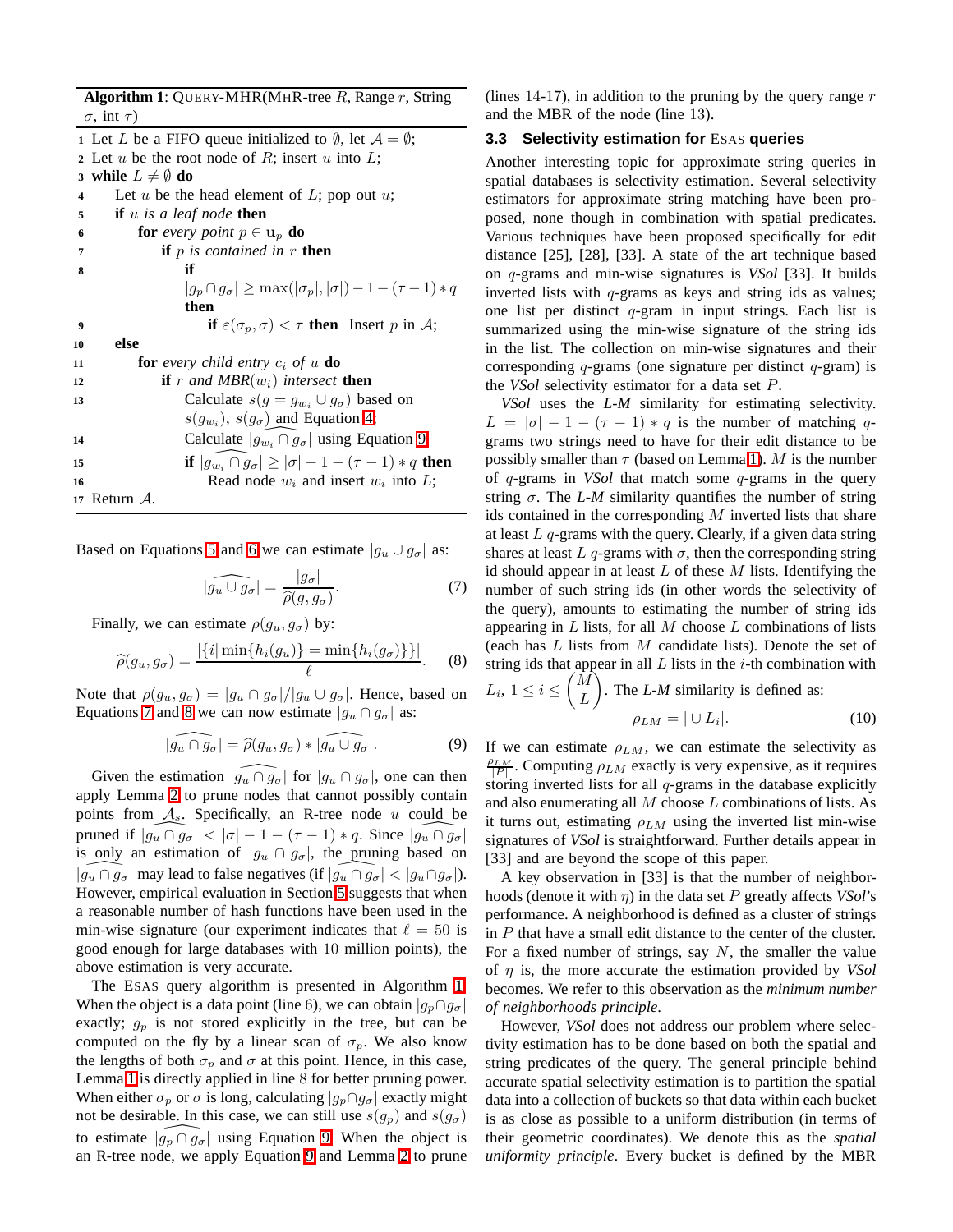**Algorithm 1**: QUERY-MHR(MHR-tree $R$, Range $r$, String $\sigma$, int $\tau$)

```
1  Let L be a FIFO queue initialized to ∅, let A = ∅;
2  Let u be the root node of R; insert u into L;
3  while L ≠ ∅ do
4      Let u be the head element of L; pop out u;
5      if u is a leaf node then
6          for every point p ∈ u_p do
7              if p is contained in r then
8                  if |g_p ∩ g_σ| ≥ max(|σ_p|, |σ|) − 1 − (τ − 1) ∗ q then
9                      if ε(σ_p, σ) < τ then Insert p in A;
10     else
11         for every child entry c_i of u do
12             if r and MBR(w_i) intersect then
13                 Calculate s(g = g_{w_i} ∪ g_σ) based on s(g_{w_i}), s(g_σ) and Equation 4;
14                 Calculate |g_{w_i} ∩ g_σ|^ using Equation 9;
15                 if |g_{w_i} ∩ g_σ|^ ≥ |σ| − 1 − (τ − 1) ∗ q then
16                     Read node w_i and insert w_i into L;
17 Return A.
```

Based on Equations 5 and 6 we can estimate $|g_u \cup g_\sigma|$ as:

$$\widehat{|g_u \cup g_\sigma|} = \frac{|g_\sigma|}{\widehat{\rho}(g, g_\sigma)}. \tag{7}$$

Finally, we can estimate $\rho(g_u, g_\sigma)$ by:

$$\widehat{\rho}(g_u, g_\sigma) = \frac{|\{i | \min\{h_i(g_u)\} = \min\{h_i(g_\sigma)\}\}|}{\ell}. \tag{8}$$

Note that $\rho(g_u, g_\sigma) = |g_u \cap g_\sigma| / |g_u \cup g_\sigma|$. Hence, based on Equations 7 and 8 we can now estimate $|g_u \cap g_\sigma|$ as:

$$\widehat{|g_u \cap g_\sigma|} = \widehat{\rho}(g_u, g_\sigma) * \widehat{|g_u \cup g_\sigma|}. \tag{9}$$

Given the estimation $\widehat{|g_u \cap g_\sigma|}$ for $|g_u \cap g_\sigma|$, one can then apply Lemma 2 to prune nodes that cannot possibly contain points from $\mathcal{A}_s$. Specifically, an R-tree node $u$ could be pruned if $\widehat{|g_u \cap g_\sigma|} < |\sigma| - 1 - (\tau - 1) * q$. Since $\widehat{|g_u \cap g_\sigma|}$ is only an estimation of $|g_u \cap g_\sigma|$, the pruning based on $\widehat{|g_u \cap g_\sigma|}$ may lead to false negatives (if $\widehat{|g_u \cap g_\sigma|} < |g_u \cap g_\sigma|$). However, empirical evaluation in Section 5 suggests that when a reasonable number of hash functions have been used in the min-wise signature (our experiment indicates that $\ell = 50$ is good enough for large databases with 10 million points), the above estimation is very accurate.

The ESAS query algorithm is presented in Algorithm 1. When the object is a data point (line 6), we can obtain $|g_p \cap g_\sigma|$ exactly; $g_p$ is not stored explicitly in the tree, but can be computed on the fly by a linear scan of $\sigma_p$. We also know the lengths of both $\sigma_p$ and $\sigma$ at this point. Hence, in this case, Lemma 1 is directly applied in line 8 for better pruning power. When either $\sigma_p$ or $\sigma$ is long, calculating $|g_p \cap g_\sigma|$ exactly might not be desirable. In this case, we can still use $s(g_p)$ and $s(g_\sigma)$ to estimate $\widehat{|g_p \cap g_\sigma|}$ using Equation 9. When the object is an R-tree node, we apply Equation 9 and Lemma 2 to prune (lines 14-17), in addition to the pruning by the query range $r$ and the MBR of the node (line 13).

### 3.3 Selectivity estimation for ESAS queries

Another interesting topic for approximate string queries in spatial databases is selectivity estimation. Several selectivity estimators for approximate string matching have been proposed, none though in combination with spatial predicates. Various techniques have been proposed specifically for edit distance [25], [28], [33]. A state of the art technique based on $q$-grams and min-wise signatures is *VSol* [33]. It builds inverted lists with $q$-grams as keys and string ids as values; one list per distinct $q$-gram in input strings. Each list is summarized using the min-wise signature of the string ids in the list. The collection on min-wise signatures and their corresponding $q$-grams (one signature per distinct $q$-gram) is the *VSol* selectivity estimator for a data set $P$.

*VSol* uses the *L-M* similarity for estimating selectivity. $L = |\sigma| - 1 - (\tau - 1) * q$ is the number of matching $q$-grams two strings need to have for their edit distance to be possibly smaller than $\tau$ (based on Lemma 1). $M$ is the number of $q$-grams in *VSol* that match some $q$-grams in the query string $\sigma$. The *L-M* similarity quantifies the number of string ids contained in the corresponding $M$ inverted lists that share at least $L$ $q$-grams with the query. Clearly, if a given data string shares at least $L$ $q$-grams with $\sigma$, then the corresponding string id should appear in at least $L$ of these $M$ lists. Identifying the number of such string ids (in other words the selectivity of the query), amounts to estimating the number of string ids appearing in $L$ lists, for all $M$ choose $L$ combinations of lists (each has $L$ lists from $M$ candidate lists). Denote the set of string ids that appear in all $L$ lists in the $i$-th combination with $L_i$, $1 \leq i \leq \binom{M}{L}$. The *L-M* similarity is defined as:

$$\rho_{LM} = |\cup L_i|. \tag{10}$$

If we can estimate $\rho_{LM}$, we can estimate the selectivity as $\frac{\rho_{LM}}{|P|}$. Computing $\rho_{LM}$ exactly is very expensive, as it requires storing inverted lists for all $q$-grams in the database explicitly and also enumerating all $M$ choose $L$ combinations of lists. As it turns out, estimating $\rho_{LM}$ using the inverted list min-wise signatures of *VSol* is straightforward. Further details appear in [33] and are beyond the scope of this paper.

A key observation in [33] is that the number of neighborhoods (denote it with $\eta$) in the data set $P$ greatly affects *VSol*'s performance. A neighborhood is defined as a cluster of strings in $P$ that have a small edit distance to the center of the cluster. For a fixed number of strings, say $N$, the smaller the value of $\eta$ is, the more accurate the estimation provided by *VSol* becomes. We refer to this observation as the *minimum number of neighborhoods principle*.

However, *VSol* does not address our problem where selectivity estimation has to be done based on both the spatial and string predicates of the query. The general principle behind accurate spatial selectivity estimation is to partition the spatial data into a collection of buckets so that data within each bucket is as close as possible to a uniform distribution (in terms of their geometric coordinates). We denote this as the *spatial uniformity principle*. Every bucket is defined by the MBR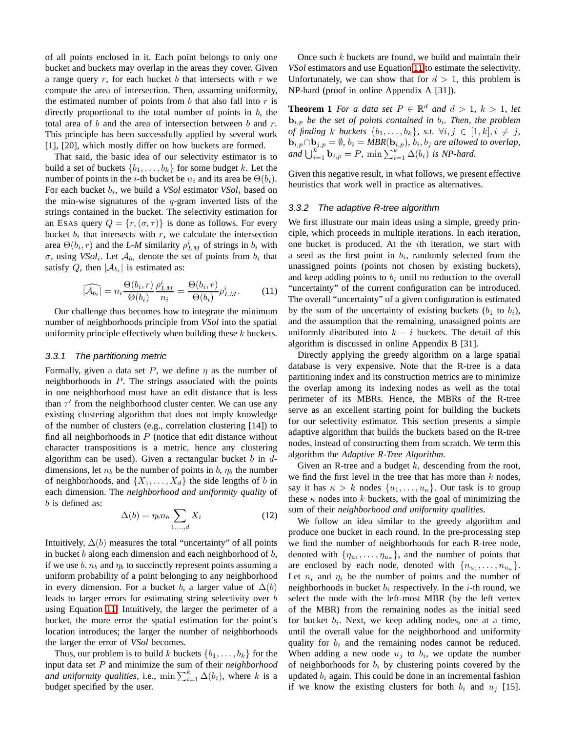of all points enclosed in it. Each point belongs to only one bucket and buckets may overlap in the areas they cover. Given a range query $r$, for each bucket $b$ that intersects with $r$ we compute the area of intersection. Then, assuming uniformity, the estimated number of points from $b$ that also fall into $r$ is directly proportional to the total number of points in $b$, the total area of $b$ and the area of intersection between $b$ and $r$. This principle has been successfully applied by several work [1], [20], which mostly differ on how buckets are formed.

That said, the basic idea of our selectivity estimator is to build a set of buckets $\{b_1, \ldots, b_k\}$ for some budget $k$. Let the number of points in the $i$-th bucket be $n_i$ and its area be $\Theta(b_i)$. For each bucket $b_i$, we build a *VSol* estimator *VSol*$_i$ based on the min-wise signatures of the $q$-gram inverted lists of the strings contained in the bucket. The selectivity estimation for an ESAS query $Q = \{r, (\sigma, \tau)\}$ is done as follows. For every bucket $b_i$ that intersects with $r$, we calculate the intersection area $\Theta(b_i, r)$ and the *L-M* similarity $\rho^i_{LM}$ of strings in $b_i$ with $\sigma$, using *VSol*$_i$. Let $\mathcal{A}_{b_i}$ denote the set of points from $b_i$ that satisfy $Q$, then $|\mathcal{A}_{b_i}|$ is estimated as:

$$\widehat{|\mathcal{A}_{b_i}|} = n_i \frac{\Theta(b_i, r)}{\Theta(b_i)} \frac{\rho^i_{LM}}{n_i} = \frac{\Theta(b_i, r)}{\Theta(b_i)} \rho^i_{LM}. \tag{11}$$

Our challenge thus becomes how to integrate the minimum number of neighborhoods principle from *VSol* into the spatial uniformity principle effectively when building these $k$ buckets.

#### 3.3.1 The partitioning metric

Formally, given a data set $P$, we define $\eta$ as the number of neighborhoods in $P$. The strings associated with the points in one neighborhood must have an edit distance that is less than $\tau'$ from the neighborhood cluster center. We can use any existing clustering algorithm that does not imply knowledge of the number of clusters (e.g., correlation clustering [14]) to find all neighborhoods in $P$ (notice that edit distance without character transpositions is a metric, hence any clustering algorithm can be used). Given a rectangular bucket $b$ in $d$-dimensions, let $n_b$ be the number of points in $b$, $\eta_b$ the number of neighborhoods, and $\{X_1, \ldots, X_d\}$ the side lengths of $b$ in each dimension. The *neighborhood and uniformity quality* of $b$ is defined as:

$$\Delta(b) = \eta_b n_b \sum_{1,\ldots,d} X_i \tag{12}$$

Intuitively, $\Delta(b)$ measures the total "uncertainty" of all points in bucket $b$ along each dimension and each neighborhood of $b$, if we use $b$, $n_b$ and $\eta_b$ to succinctly represent points assuming a uniform probability of a point belonging to any neighborhood in every dimension. For a bucket $b$, a larger value of $\Delta(b)$ leads to larger errors for estimating string selectivity over $b$ using Equation 11. Intuitively, the larger the perimeter of a bucket, the more error the spatial estimation for the point's location introduces; the larger the number of neighborhoods the larger the error of *VSol* becomes.

Thus, our problem is to build $k$ buckets $\{b_1, \ldots, b_k\}$ for the input data set $P$ and minimize the sum of their *neighborhood and uniformity qualities*, i.e., $\min \sum_{i=1}^{k} \Delta(b_i)$, where $k$ is a budget specified by the user.

Once such $k$ buckets are found, we build and maintain their *VSol* estimators and use Equation 11 to estimate the selectivity. Unfortunately, we can show that for $d > 1$, this problem is NP-hard (proof in online Appendix A [31]).

**Theorem 1** *For a data set $P \in \mathbb{R}^d$ and $d > 1$, $k > 1$, let $\mathbf{b}_{i,p}$ be the set of points contained in $b_i$. Then, the problem of finding $k$ buckets $\{b_1, \ldots, b_k\}$, s.t. $\forall i, j \in [1, k], i \neq j$, $\mathbf{b}_{i,p} \cap \mathbf{b}_{j,p} = \emptyset$, $b_i = MBR(\mathbf{b}_{i,p})$, $b_i, b_j$ are allowed to overlap, and $\bigcup_{i=1}^{k} \mathbf{b}_{i,p} = P$, $\min \sum_{i=1}^{k} \Delta(b_i)$ is NP-hard.*

Given this negative result, in what follows, we present effective heuristics that work well in practice as alternatives.

#### 3.3.2 The adaptive R-tree algorithm

We first illustrate our main ideas using a simple, greedy principle, which proceeds in multiple iterations. In each iteration, one bucket is produced. At the $i$th iteration, we start with a seed as the first point in $b_i$, randomly selected from the unassigned points (points not chosen by existing buckets), and keep adding points to $b_i$ until no reduction to the overall "uncertainty" of the current configuration can be introduced. The overall "uncertainty" of a given configuration is estimated by the sum of the uncertainty of existing buckets ($b_1$ to $b_i$), and the assumption that the remaining, unassigned points are uniformly distributed into $k - i$ buckets. The detail of this algorithm is discussed in online Appendix B [31].

Directly applying the greedy algorithm on a large spatial database is very expensive. Note that the R-tree is a data partitioning index and its construction metrics are to minimize the overlap among its indexing nodes as well as the total perimeter of its MBRs. Hence, the MBRs of the R-tree serve as an excellent starting point for building the buckets for our selectivity estimator. This section presents a simple adaptive algorithm that builds the buckets based on the R-tree nodes, instead of constructing them from scratch. We term this algorithm the *Adaptive R-Tree Algorithm*.

Given an R-tree and a budget $k$, descending from the root, we find the first level in the tree that has more than $k$ nodes, say it has $\kappa > k$ nodes $\{u_1, \ldots, u_\kappa\}$. Our task is to group these $\kappa$ nodes into $k$ buckets, with the goal of minimizing the sum of their *neighborhood and uniformity qualities*.

We follow an idea similar to the greedy algorithm and produce one bucket in each round. In the pre-processing step we find the number of neighborhoods for each R-tree node, denoted with $\{\eta_{u_1}, \ldots, \eta_{u_\kappa}\}$, and the number of points that are enclosed by each node, denoted with $\{n_{u_1}, \ldots, n_{u_\kappa}\}$. Let $n_i$ and $\eta_i$ be the number of points and the number of neighborhoods in bucket $b_i$ respectively. In the $i$-th round, we select the node with the left-most MBR (by the left vertex of the MBR) from the remaining nodes as the initial seed for bucket $b_i$. Next, we keep adding nodes, one at a time, until the overall value for the neighborhood and uniformity quality for $b_i$ and the remaining nodes cannot be reduced. When adding a new node $u_j$ to $b_i$, we update the number of neighborhoods for $b_i$ by clustering points covered by the updated $b_i$ again. This could be done in an incremental fashion if we know the existing clusters for both $b_i$ and $u_j$ [15].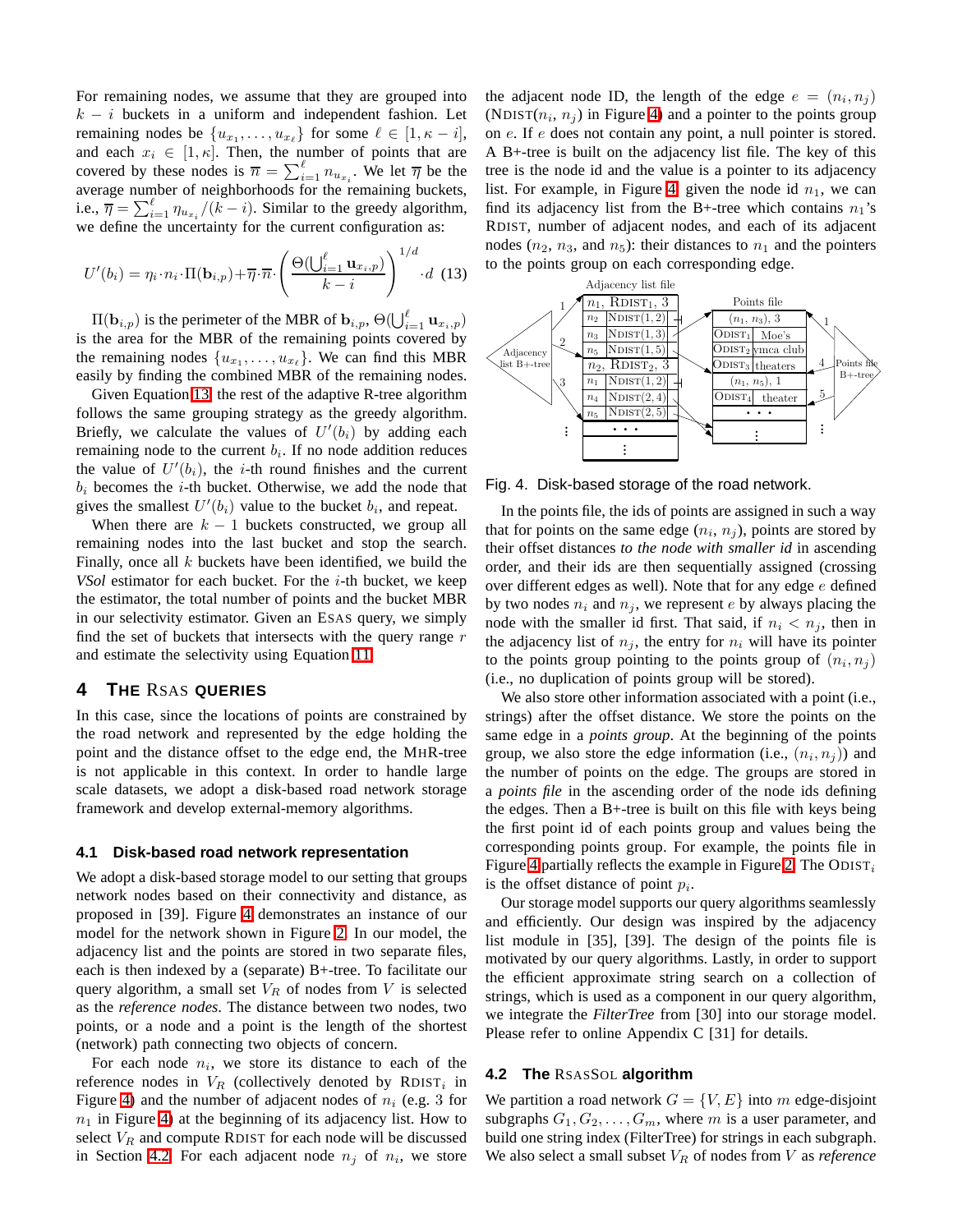For remaining nodes, we assume that they are grouped into $k-i$ buckets in a uniform and independent fashion. Let remaining nodes be $\{u_{x_1}, \ldots, u_{x_\ell}\}$ for some $\ell \in [1, \kappa - i]$, and each $x_i \in [1, \kappa]$. Then, the number of points that are covered by these nodes is $\overline{n} = \sum_{i=1}^{\ell} n_{u_{x_i}}$. We let $\overline{\eta}$ be the average number of neighborhoods for the remaining buckets, i.e., $\overline{\eta} = \sum_{i=1}^{\ell} \eta_{u_{x_i}}/(k-i)$. Similar to the greedy algorithm, we define the uncertainty for the current configuration as:

$$U'(b_i) = \eta_i \cdot n_i \cdot \Pi(\mathbf{b}_{i,p}) + \overline{\eta} \cdot \overline{n} \cdot \left( \frac{\Theta(\bigcup_{i=1}^{\ell} \mathbf{u}_{x_i,p})}{k-i} \right)^{1/d} \cdot d \quad (13)$$

$\Pi(\mathbf{b}_{i,p})$ is the perimeter of the MBR of $\mathbf{b}_{i,p}$, $\Theta(\bigcup_{i=1}^{\ell} \mathbf{u}_{x_i,p})$ is the area for the MBR of the remaining points covered by the remaining nodes $\{u_{x_1}, \ldots, u_{x_\ell}\}$. We can find this MBR easily by finding the combined MBR of the remaining nodes.

Given Equation 13, the rest of the adaptive R-tree algorithm follows the same grouping strategy as the greedy algorithm. Briefly, we calculate the values of $U'(b_i)$ by adding each remaining node to the current $b_i$. If no node addition reduces the value of $U'(b_i)$, the $i$-th round finishes and the current $b_i$ becomes the $i$-th bucket. Otherwise, we add the node that gives the smallest $U'(b_i)$ value to the bucket $b_i$, and repeat.

When there are $k-1$ buckets constructed, we group all remaining nodes into the last bucket and stop the search. Finally, once all $k$ buckets have been identified, we build the *VSol* estimator for each bucket. For the $i$-th bucket, we keep the estimator, the total number of points and the bucket MBR in our selectivity estimator. Given an ESAS query, we simply find the set of buckets that intersects with the query range $r$ and estimate the selectivity using Equation 11.

## 4 The RSAS Queries

In this case, since the locations of points are constrained by the road network and represented by the edge holding the point and the distance offset to the edge end, the MHR-tree is not applicable in this context. In order to handle large scale datasets, we adopt a disk-based road network storage framework and develop external-memory algorithms.

### 4.1 Disk-based road network representation

We adopt a disk-based storage model to our setting that groups network nodes based on their connectivity and distance, as proposed in [39]. Figure 4 demonstrates an instance of our model for the network shown in Figure 2. In our model, the adjacency list and the points are stored in two separate files, each is then indexed by a (separate) B+-tree. To facilitate our query algorithm, a small set $V_R$ of nodes from $V$ is selected as the *reference nodes*. The distance between two nodes, two points, or a node and a point is the length of the shortest (network) path connecting two objects of concern.

For each node $n_i$, we store its distance to each of the reference nodes in $V_R$ (collectively denoted by RDIST$_i$ in Figure 4) and the number of adjacent nodes of $n_i$ (e.g. 3 for $n_1$ in Figure 4) at the beginning of its adjacency list. How to select $V_R$ and compute RDIST for each node will be discussed in Section 4.2. For each adjacent node $n_j$ of $n_i$, we store the adjacent node ID, the length of the edge $e = (n_i, n_j)$ (NDIST($n_i$, $n_j$) in Figure 4) and a pointer to the points group on $e$. If $e$ does not contain any point, a null pointer is stored. A B+-tree is built on the adjacency list file. The key of this tree is the node id and the value is a pointer to its adjacency list. For example, in Figure 4, given the node id $n_1$, we can find its adjacency list from the B+-tree which contains $n_1$'s RDIST, number of adjacent nodes, and each of its adjacent nodes ($n_2$, $n_3$, and $n_5$): their distances to $n_1$ and the pointers to the points group on each corresponding edge.

Fig. 4. Disk-based storage of the road network.

In the points file, the ids of points are assigned in such a way that for points on the same edge ($n_i$, $n_j$), points are stored by their offset distances *to the node with smaller id* in ascending order, and their ids are then sequentially assigned (crossing over different edges as well). Note that for any edge $e$ defined by two nodes $n_i$ and $n_j$, we represent $e$ by always placing the node with the smaller id first. That said, if $n_i < n_j$, then in the adjacency list of $n_j$, the entry for $n_i$ will have its pointer to the points group pointing to the points group of $(n_i, n_j)$ (i.e., no duplication of points group will be stored).

We also store other information associated with a point (i.e., strings) after the offset distance. We store the points on the same edge in a *points group*. At the beginning of the points group, we also store the edge information (i.e., $(n_i, n_j)$) and the number of points on the edge. The groups are stored in a *points file* in the ascending order of the node ids defining the edges. Then a B+-tree is built on this file with keys being the first point id of each points group and values being the corresponding points group. For example, the points file in Figure 4 partially reflects the example in Figure 2. The ODIST$_i$ is the offset distance of point $p_i$.

Our storage model supports our query algorithms seamlessly and efficiently. Our design was inspired by the adjacency list module in [35], [39]. The design of the points file is motivated by our query algorithms. Lastly, in order to support the efficient approximate string search on a collection of strings, which is used as a component in our query algorithm, we integrate the *FilterTree* from [30] into our storage model. Please refer to online Appendix C [31] for details.

### 4.2 The RSASSOL algorithm

We partition a road network $G = \{V, E\}$ into $m$ edge-disjoint subgraphs $G_1, G_2, \ldots, G_m$, where $m$ is a user parameter, and build one string index (FilterTree) for strings in each subgraph. We also select a small subset $V_R$ of nodes from $V$ as *reference*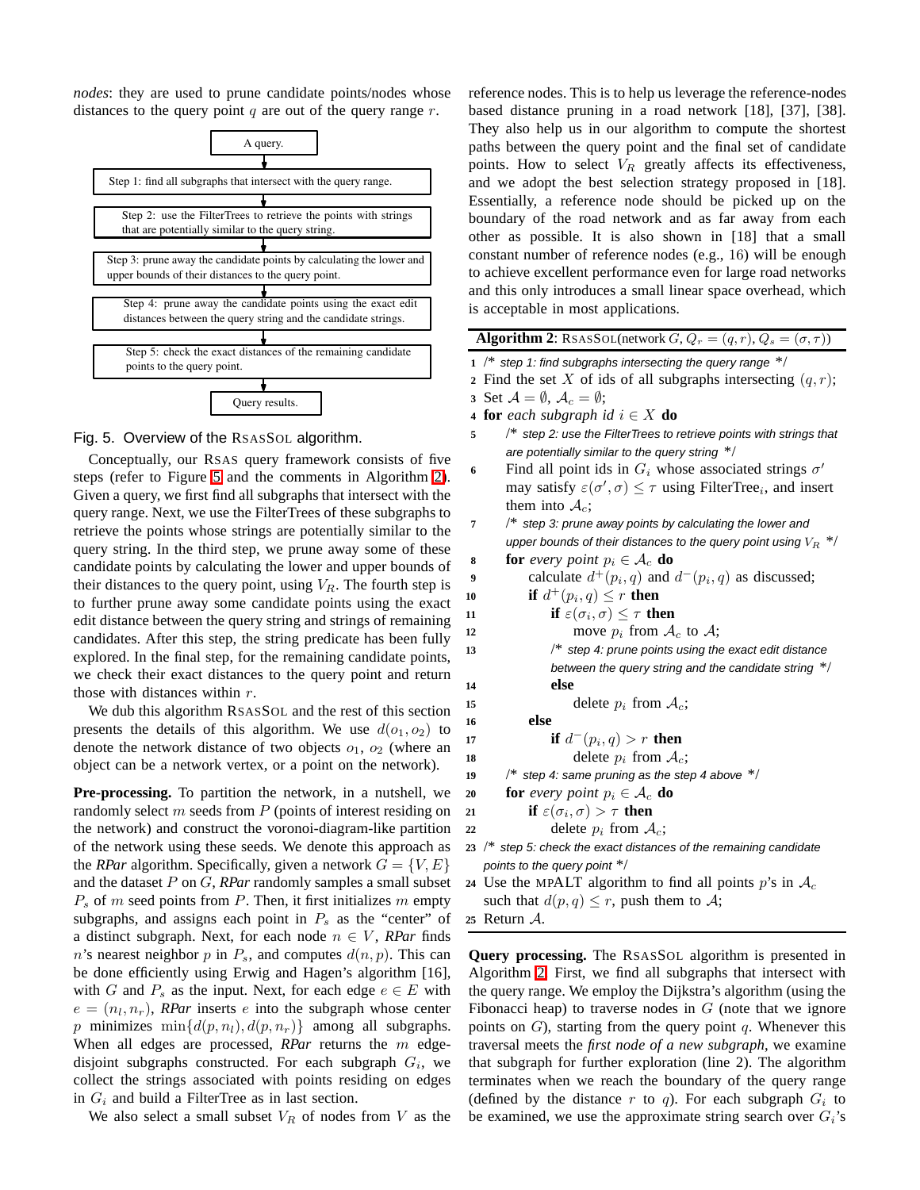*nodes*: they are used to prune candidate points/nodes whose distances to the query point $q$ are out of the query range $r$.

A query.
Step 1: find all subgraphs that intersect with the query range.
Step 2: use the FilterTrees to retrieve the points with strings that are potentially similar to the query string.
Step 3: prune away the candidate points by calculating the lower and upper bounds of their distances to the query point.
Step 4: prune away the candidate points using the exact edit distances between the query string and the candidate strings.
Step 5: check the exact distances of the remaining candidate points to the query point.
Query results.

Fig. 5. Overview of the RSASSOL algorithm.

Conceptually, our RSAS query framework consists of five steps (refer to Figure 5 and the comments in Algorithm 2). Given a query, we first find all subgraphs that intersect with the query range. Next, we use the FilterTrees of these subgraphs to retrieve the points whose strings are potentially similar to the query string. In the third step, we prune away some of these candidate points by calculating the lower and upper bounds of their distances to the query point, using $V_R$. The fourth step is to further prune away some candidate points using the exact edit distance between the query string and strings of remaining candidates. After this step, the string predicate has been fully explored. In the final step, for the remaining candidate points, we check their exact distances to the query point and return those with distances within $r$.

We dub this algorithm RSASSOL and the rest of this section presents the details of this algorithm. We use $d(o_1, o_2)$ to denote the network distance of two objects $o_1$, $o_2$ (where an object can be a network vertex, or a point on the network).

**Pre-processing.** To partition the network, in a nutshell, we randomly select $m$ seeds from $P$ (points of interest residing on the network) and construct the voronoi-diagram-like partition of the network using these seeds. We denote this approach as the ***RPar*** algorithm. Specifically, given a network $G = \{V, E\}$ and the dataset $P$ on $G$, ***RPar*** randomly samples a small subset $P_s$ of $m$ seed points from $P$. Then, it first initializes $m$ empty subgraphs, and assigns each point in $P_s$ as the "center" of a distinct subgraph. Next, for each node $n \in V$, ***RPar*** finds $n$'s nearest neighbor $p$ in $P_s$, and computes $d(n, p)$. This can be done efficiently using Erwig and Hagen's algorithm [16], with $G$ and $P_s$ as the input. Next, for each edge $e \in E$ with $e = (n_l, n_r)$, ***RPar*** inserts $e$ into the subgraph whose center $p$ minimizes $\min\{d(p, n_l), d(p, n_r)\}$ among all subgraphs. When all edges are processed, ***RPar*** returns the $m$ edge-disjoint subgraphs constructed. For each subgraph $G_i$, we collect the strings associated with points residing on edges in $G_i$ and build a FilterTree as in last section.

We also select a small subset $V_R$ of nodes from $V$ as the reference nodes. This is to help us leverage the reference-nodes based distance pruning in a road network [18], [37], [38]. They also help us in our algorithm to compute the shortest paths between the query point and the final set of candidate points. How to select $V_R$ greatly affects its effectiveness, and we adopt the best selection strategy proposed in [18]. Essentially, a reference node should be picked up on the boundary of the road network and as far away from each other as possible. It is also shown in [18] that a small constant number of reference nodes (e.g., 16) will be enough to achieve excellent performance even for large road networks and this only introduces a small linear space overhead, which is acceptable in most applications.

**Algorithm 2**: RSASSOL(network $G$, $Q_r = (q, r)$, $Q_s = (\sigma, \tau)$)

```
1  /* step 1: find subgraphs intersecting the query range */
2  Find the set X of ids of all subgraphs intersecting (q, r);
3  Set A = ∅, A_c = ∅;
4  for each subgraph id i ∈ X do
5      /* step 2: use the FilterTrees to retrieve points with strings that
          are potentially similar to the query string */
6      Find all point ids in G_i whose associated strings σ'
       may satisfy ε(σ', σ) ≤ τ using FilterTree_i, and insert
       them into A_c;
7      /* step 3: prune away points by calculating the lower and
          upper bounds of their distances to the query point using V_R */
8      for every point p_i ∈ A_c do
9          calculate d+(p_i, q) and d−(p_i, q) as discussed;
10         if d+(p_i, q) ≤ r then
11             if ε(σ_i, σ) ≤ τ then
12                 move p_i from A_c to A;
13             /* step 4: prune points using the exact edit distance
                  between the query string and the candidate string */
14             else
15                 delete p_i from A_c;
16         else
17             if d−(p_i, q) > r then
18                 delete p_i from A_c;
19     /* step 4: same pruning as the step 4 above */
20     for every point p_i ∈ A_c do
21         if ε(σ_i, σ) > τ then
22             delete p_i from A_c;
23 /* step 5: check the exact distances of the remaining candidate
      points to the query point */
24 Use the MPALT algorithm to find all points p's in A_c
   such that d(p, q) ≤ r, push them to A;
25 Return A.
```

**Query processing.** The RSASSOL algorithm is presented in Algorithm 2. First, we find all subgraphs that intersect with the query range. We employ the Dijkstra's algorithm (using the Fibonacci heap) to traverse nodes in $G$ (note that we ignore points on $G$), starting from the query point $q$. Whenever this traversal meets the *first node of a new subgraph*, we examine that subgraph for further exploration (line 2). The algorithm terminates when we reach the boundary of the query range (defined by the distance $r$ to $q$). For each subgraph $G_i$ to be examined, we use the approximate string search over $G_i$'s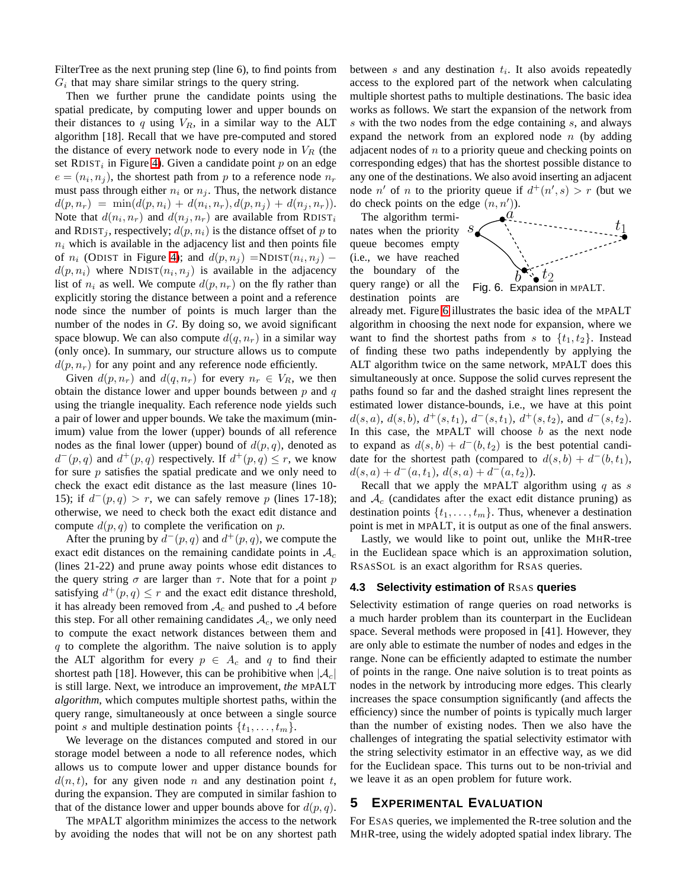FilterTree as the next pruning step (line 6), to find points from $G_i$ that may share similar strings to the query string.

Then we further prune the candidate points using the spatial predicate, by computing lower and upper bounds on their distances to $q$ using $V_R$, in a similar way to the ALT algorithm [18]. Recall that we have pre-computed and stored the distance of every network node to every node in $V_R$ (the set RDIST$_i$ in Figure 4). Given a candidate point $p$ on an edge $e = (n_i, n_j)$, the shortest path from $p$ to a reference node $n_r$ must pass through either $n_i$ or $n_j$. Thus, the network distance $d(p, n_r) = \min(d(p, n_i) + d(n_i, n_r), d(p, n_j) + d(n_j, n_r))$. Note that $d(n_i, n_r)$ and $d(n_j, n_r)$ are available from RDIST$_i$ and RDIST$_j$, respectively; $d(p, n_i)$ is the distance offset of $p$ to $n_i$ which is available in the adjacency list and then points file of $n_i$ (ODIST in Figure 4); and $d(p, n_j) =$NDIST$(n_i, n_j) - d(p, n_i)$ where NDIST$(n_i, n_j)$ is available in the adjacency list of $n_i$ as well. We compute $d(p, n_r)$ on the fly rather than explicitly storing the distance between a point and a reference node since the number of points is much larger than the number of the nodes in $G$. By doing so, we avoid significant space blowup. We can also compute $d(q, n_r)$ in a similar way (only once). In summary, our structure allows us to compute $d(p, n_r)$ for any point and any reference node efficiently.

Given $d(p, n_r)$ and $d(q, n_r)$ for every $n_r \in V_R$, we then obtain the distance lower and upper bounds between $p$ and $q$ using the triangle inequality. Each reference node yields such a pair of lower and upper bounds. We take the maximum (minimum) value from the lower (upper) bounds of all reference nodes as the final lower (upper) bound of $d(p, q)$, denoted as $d^-(p, q)$ and $d^+(p, q)$ respectively. If $d^+(p, q) \le r$, we know for sure $p$ satisfies the spatial predicate and we only need to check the exact edit distance as the last measure (lines 10-15); if $d^-(p, q) > r$, we can safely remove $p$ (lines 17-18); otherwise, we need to check both the exact edit distance and compute $d(p, q)$ to complete the verification on $p$.

After the pruning by $d^-(p, q)$ and $d^+(p, q)$, we compute the exact edit distances on the remaining candidate points in $\mathcal{A}_c$ (lines 21-22) and prune away points whose edit distances to the query string $\sigma$ are larger than $\tau$. Note that for a point $p$ satisfying $d^+(p, q) \le r$ and the exact edit distance threshold, it has already been removed from $\mathcal{A}_c$ and pushed to $\mathcal{A}$ before this step. For all other remaining candidates $\mathcal{A}_c$, we only need to compute the exact network distances between them and $q$ to complete the algorithm. The naive solution is to apply the ALT algorithm for every $p \in A_c$ and $q$ to find their shortest path [18]. However, this can be prohibitive when $|\mathcal{A}_c|$ is still large. Next, we introduce an improvement, *the* MPALT *algorithm*, which computes multiple shortest paths, within the query range, simultaneously at once between a single source point $s$ and multiple destination points $\{t_1, \ldots, t_m\}$.

We leverage on the distances computed and stored in our storage model between a node to all reference nodes, which allows us to compute lower and upper distance bounds for $d(n, t)$, for any given node $n$ and any destination point $t$, during the expansion. They are computed in similar fashion to that of the distance lower and upper bounds above for $d(p, q)$.

The MPALT algorithm minimizes the access to the network by avoiding the nodes that will not be on any shortest path between $s$ and any destination $t_i$. It also avoids repeatedly access to the explored part of the network when calculating multiple shortest paths to multiple destinations. The basic idea works as follows. We start the expansion of the network from $s$ with the two nodes from the edge containing $s$, and always expand the network from an explored node $n$ (by adding adjacent nodes of $n$ to a priority queue and checking points on corresponding edges) that has the shortest possible distance to any one of the destinations. We also avoid inserting an adjacent node $n'$ of $n$ to the priority queue if $d^+(n', s) > r$ (but we do check points on the edge $(n, n')$).

The algorithm terminates when the priority queue becomes empty (i.e., we have reached the boundary of the query range) or all the destination points are already met. Figure 6 illustrates the basic idea of the MPALT algorithm in choosing the next node for expansion, where we want to find the shortest paths from $s$ to $\{t_1, t_2\}$. Instead of finding these two paths independently by applying the ALT algorithm twice on the same network, MPALT does this simultaneously at once. Suppose the solid curves represent the paths found so far and the dashed straight lines represent the estimated lower distance-bounds, i.e., we have at this point $d(s, a)$, $d(s, b)$, $d^+(s, t_1)$, $d^-(s, t_1)$, $d^+(s, t_2)$, and $d^-(s, t_2)$. In this case, the MPALT will choose $b$ as the next node to expand as $d(s, b) + d^-(b, t_2)$ is the best potential candidate for the shortest path (compared to $d(s, b) + d^-(b, t_1)$, $d(s, a) + d^-(a, t_1)$, $d(s, a) + d^-(a, t_2)$).

Fig. 6. Expansion in MPALT.

Recall that we apply the MPALT algorithm using $q$ as $s$ and $\mathcal{A}_c$ (candidates after the exact edit distance pruning) as destination points $\{t_1, \ldots, t_m\}$. Thus, whenever a destination point is met in MPALT, it is output as one of the final answers.

Lastly, we would like to point out, unlike the MHR-tree in the Euclidean space which is an approximation solution, RSASSOL is an exact algorithm for RSAS queries.

### 4.3 Selectivity estimation of RSAS queries

Selectivity estimation of range queries on road networks is a much harder problem than its counterpart in the Euclidean space. Several methods were proposed in [41]. However, they are only able to estimate the number of nodes and edges in the range. None can be efficiently adapted to estimate the number of points in the range. One naive solution is to treat points as nodes in the network by introducing more edges. This clearly increases the space consumption significantly (and affects the efficiency) since the number of points is typically much larger than the number of existing nodes. Then we also have the challenges of integrating the spatial selectivity estimator with the string selectivity estimator in an effective way, as we did for the Euclidean space. This turns out to be non-trivial and we leave it as an open problem for future work.

## 5 EXPERIMENTAL EVALUATION

For ESAS queries, we implemented the R-tree solution and the MHR-tree, using the widely adopted spatial index library. The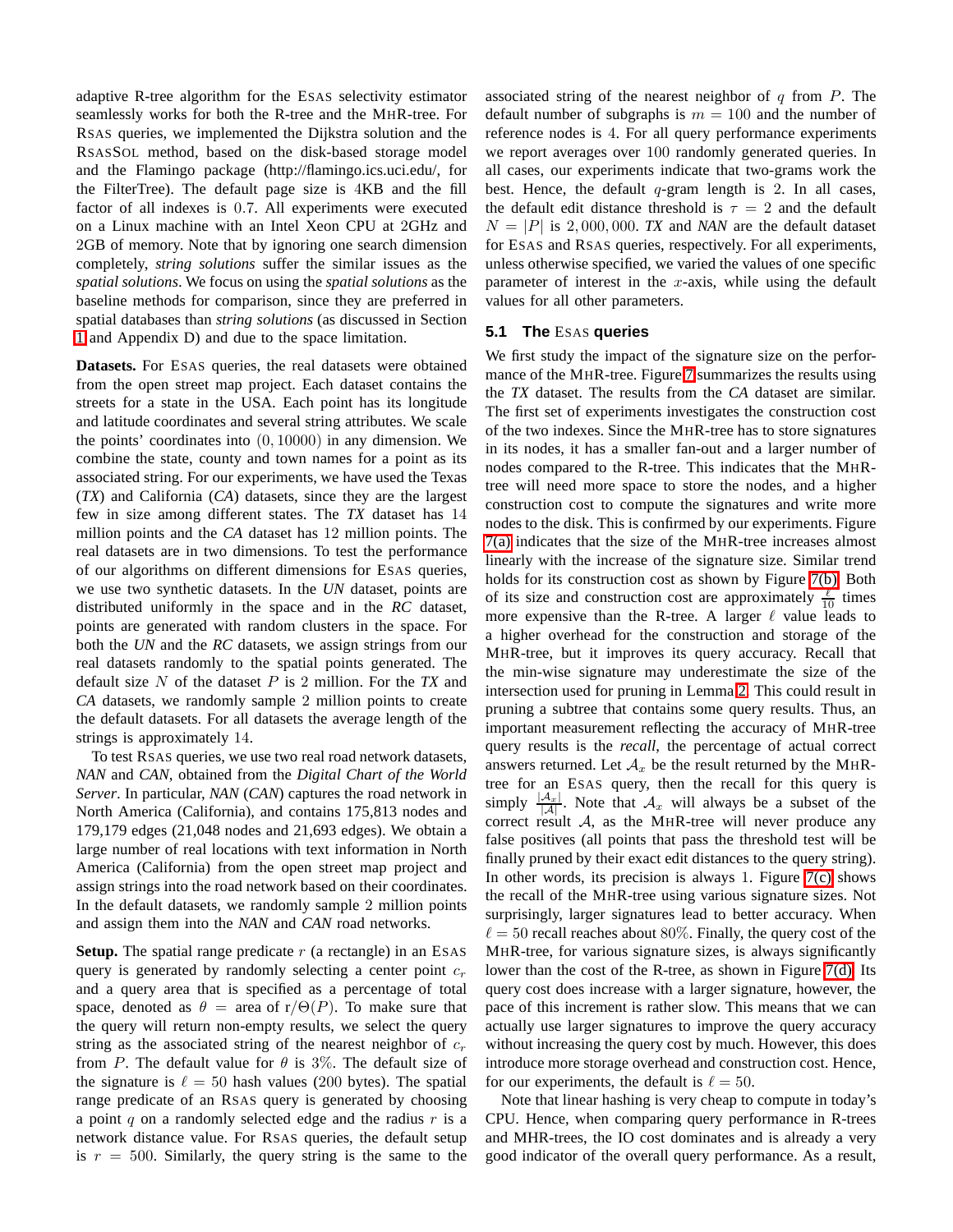adaptive R-tree algorithm for the ESAS selectivity estimator seamlessly works for both the R-tree and the MHR-tree. For RSAS queries, we implemented the Dijkstra solution and the RSASSOL method, based on the disk-based storage model and the Flamingo package (http://flamingo.ics.uci.edu/, for the FilterTree). The default page size is 4KB and the fill factor of all indexes is 0.7. All experiments were executed on a Linux machine with an Intel Xeon CPU at 2GHz and 2GB of memory. Note that by ignoring one search dimension completely, *string solutions* suffer the similar issues as the *spatial solutions*. We focus on using the *spatial solutions* as the baseline methods for comparison, since they are preferred in spatial databases than *string solutions* (as discussed in Section 1 and Appendix D) and due to the space limitation.

**Datasets.** For ESAS queries, the real datasets were obtained from the open street map project. Each dataset contains the streets for a state in the USA. Each point has its longitude and latitude coordinates and several string attributes. We scale the points' coordinates into $(0, 10000)$ in any dimension. We combine the state, county and town names for a point as its associated string. For our experiments, we have used the Texas (*TX*) and California (*CA*) datasets, since they are the largest few in size among different states. The *TX* dataset has 14 million points and the *CA* dataset has 12 million points. The real datasets are in two dimensions. To test the performance of our algorithms on different dimensions for ESAS queries, we use two synthetic datasets. In the *UN* dataset, points are distributed uniformly in the space and in the *RC* dataset, points are generated with random clusters in the space. For both the *UN* and the *RC* datasets, we assign strings from our real datasets randomly to the spatial points generated. The default size $N$ of the dataset $P$ is 2 million. For the *TX* and *CA* datasets, we randomly sample 2 million points to create the default datasets. For all datasets the average length of the strings is approximately 14.

To test RSAS queries, we use two real road network datasets, *NAN* and *CAN*, obtained from the *Digital Chart of the World Server*. In particular, *NAN* (*CAN*) captures the road network in North America (California), and contains 175,813 nodes and 179,179 edges (21,048 nodes and 21,693 edges). We obtain a large number of real locations with text information in North America (California) from the open street map project and assign strings into the road network based on their coordinates. In the default datasets, we randomly sample 2 million points and assign them into the *NAN* and *CAN* road networks.

**Setup.** The spatial range predicate $r$ (a rectangle) in an ESAS query is generated by randomly selecting a center point $c_r$ and a query area that is specified as a percentage of total space, denoted as $\theta$ = area of r$/\Theta(P)$. To make sure that the query will return non-empty results, we select the query string as the associated string of the nearest neighbor of $c_r$ from $P$. The default value for $\theta$ is 3%. The default size of the signature is $\ell = 50$ hash values (200 bytes). The spatial range predicate of an RSAS query is generated by choosing a point $q$ on a randomly selected edge and the radius $r$ is a network distance value. For RSAS queries, the default setup is $r = 500$. Similarly, the query string is the same to the associated string of the nearest neighbor of $q$ from $P$. The default number of subgraphs is $m = 100$ and the number of reference nodes is 4. For all query performance experiments we report averages over 100 randomly generated queries. In all cases, our experiments indicate that two-grams work the best. Hence, the default $q$-gram length is 2. In all cases, the default edit distance threshold is $\tau = 2$ and the default $N = |P|$ is $2,000,000$. *TX* and *NAN* are the default dataset for ESAS and RSAS queries, respectively. For all experiments, unless otherwise specified, we varied the values of one specific parameter of interest in the $x$-axis, while using the default values for all other parameters.

### 5.1 The ESAS queries

We first study the impact of the signature size on the performance of the MHR-tree. Figure 7 summarizes the results using the *TX* dataset. The results from the *CA* dataset are similar. The first set of experiments investigates the construction cost of the two indexes. Since the MHR-tree has to store signatures in its nodes, it has a smaller fan-out and a larger number of nodes compared to the R-tree. This indicates that the MHR-tree will need more space to store the nodes, and a higher construction cost to compute the signatures and write more nodes to the disk. This is confirmed by our experiments. Figure 7(a) indicates that the size of the MHR-tree increases almost linearly with the increase of the signature size. Similar trend holds for its construction cost as shown by Figure 7(b). Both of its size and construction cost are approximately $\frac{\ell}{10}$ times more expensive than the R-tree. A larger $\ell$ value leads to a higher overhead for the construction and storage of the MHR-tree, but it improves its query accuracy. Recall that the min-wise signature may underestimate the size of the intersection used for pruning in Lemma 2. This could result in pruning a subtree that contains some query results. Thus, an important measurement reflecting the accuracy of MHR-tree query results is the *recall*, the percentage of actual correct answers returned. Let $\mathcal{A}_x$ be the result returned by the MHR-tree for an ESAS query, then the recall for this query is simply $\frac{|\mathcal{A}_x|}{|\mathcal{A}|}$. Note that $\mathcal{A}_x$ will always be a subset of the correct result $\mathcal{A}$, as the MHR-tree will never produce any false positives (all points that pass the threshold test will be finally pruned by their exact edit distances to the query string). In other words, its precision is always 1. Figure 7(c) shows the recall of the MHR-tree using various signature sizes. Not surprisingly, larger signatures lead to better accuracy. When $\ell = 50$ recall reaches about 80%. Finally, the query cost of the MHR-tree, for various signature sizes, is always significantly lower than the cost of the R-tree, as shown in Figure 7(d). Its query cost does increase with a larger signature, however, the pace of this increment is rather slow. This means that we can actually use larger signatures to improve the query accuracy without increasing the query cost by much. However, this does introduce more storage overhead and construction cost. Hence, for our experiments, the default is $\ell = 50$.

Note that linear hashing is very cheap to compute in today's CPU. Hence, when comparing query performance in R-trees and MHR-trees, the IO cost dominates and is already a very good indicator of the overall query performance. As a result,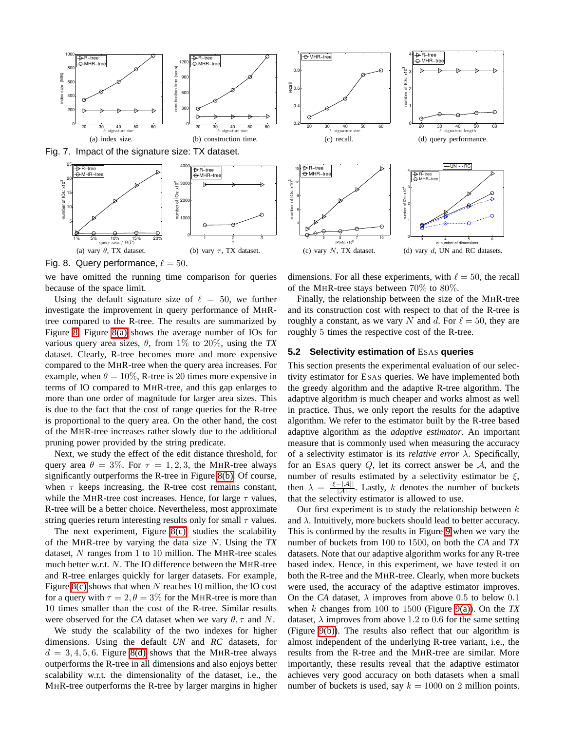(a) index size.

(b) construction time.

(c) recall.

(d) query performance.

Fig. 7. Impact of the signature size: TX dataset.

(a) vary $\theta$, TX dataset.

(b) vary $\tau$, TX dataset.

(c) vary $N$, TX dataset.

(d) vary $d$, UN and RC datasets.

Fig. 8. Query performance, $\ell = 50$.

we have omitted the running time comparison for queries because of the space limit.

Using the default signature size of $\ell = 50$, we further investigate the improvement in query performance of MHR-tree compared to the R-tree. The results are summarized by Figure 8. Figure 8(a) shows the average number of IOs for various query area sizes, $\theta$, from 1% to 20%, using the *TX* dataset. Clearly, R-tree becomes more and more expensive compared to the MHR-tree when the query area increases. For example, when $\theta = 10\%$, R-tree is 20 times more expensive in terms of IO compared to MHR-tree, and this gap enlarges to more than one order of magnitude for larger area sizes. This is due to the fact that the cost of range queries for the R-tree is proportional to the query area. On the other hand, the cost of the MHR-tree increases rather slowly due to the additional pruning power provided by the string predicate.

Next, we study the effect of the edit distance threshold, for query area $\theta = 3\%$. For $\tau = 1, 2, 3$, the MHR-tree always significantly outperforms the R-tree in Figure 8(b). Of course, when $\tau$ keeps increasing, the R-tree cost remains constant, while the MHR-tree cost increases. Hence, for large $\tau$ values, R-tree will be a better choice. Nevertheless, most approximate string queries return interesting results only for small $\tau$ values.

The next experiment, Figure 8(c), studies the scalability of the MHR-tree by varying the data size $N$. Using the *TX* dataset, $N$ ranges from 1 to 10 million. The MHR-tree scales much better w.r.t. $N$. The IO difference between the MHR-tree and R-tree enlarges quickly for larger datasets. For example, Figure 8(c) shows that when $N$ reaches 10 million, the IO cost for a query with $\tau = 2, \theta = 3\%$ for the MHR-tree is more than 10 times smaller than the cost of the R-tree. Similar results were observed for the *CA* dataset when we vary $\theta, \tau$ and $N$.

We study the scalability of the two indexes for higher dimensions. Using the default *UN* and *RC* datasets, for $d = 3, 4, 5, 6$. Figure 8(d) shows that the MHR-tree always outperforms the R-tree in all dimensions and also enjoys better scalability w.r.t. the dimensionality of the dataset, i.e., the MHR-tree outperforms the R-tree by larger margins in higher dimensions. For all these experiments, with $\ell = 50$, the recall of the MHR-tree stays between 70% to 80%.

Finally, the relationship between the size of the MHR-tree and its construction cost with respect to that of the R-tree is roughly a constant, as we vary $N$ and $d$. For $\ell = 50$, they are roughly 5 times the respective cost of the R-tree.

### 5.2 Selectivity estimation of ESAS queries

This section presents the experimental evaluation of our selectivity estimator for ESAS queries. We have implemented both the greedy algorithm and the adaptive R-tree algorithm. The adaptive algorithm is much cheaper and works almost as well in practice. Thus, we only report the results for the adaptive algorithm. We refer to the estimator built by the R-tree based adaptive algorithm as the *adaptive estimator*. An important measure that is commonly used when measuring the accuracy of a selectivity estimator is its *relative error* $\lambda$. Specifically, for an ESAS query $Q$, let its correct answer be $\mathcal{A}$, and the number of results estimated by a selectivity estimator be $\xi$, then $\lambda = \frac{|\xi - |\mathcal{A}||}{|\mathcal{A}|}$. Lastly, $k$ denotes the number of buckets that the selectivity estimator is allowed to use.

Our first experiment is to study the relationship between $k$ and $\lambda$. Intuitively, more buckets should lead to better accuracy. This is confirmed by the results in Figure 9 when we vary the number of buckets from 100 to 1500, on both the *CA* and *TX* datasets. Note that our adaptive algorithm works for any R-tree based index. Hence, in this experiment, we have tested it on both the R-tree and the MHR-tree. Clearly, when more buckets were used, the accuracy of the adaptive estimator improves. On the *CA* dataset, $\lambda$ improves from above 0.5 to below 0.1 when $k$ changes from 100 to 1500 (Figure 9(a)). On the *TX* dataset, $\lambda$ improves from above 1.2 to 0.6 for the same setting (Figure 9(b)). The results also reflect that our algorithm is almost independent of the underlying R-tree variant, i.e., the results from the R-tree and the MHR-tree are similar. More importantly, these results reveal that the adaptive estimator achieves very good accuracy on both datasets when a small number of buckets is used, say $k = 1000$ on 2 million points.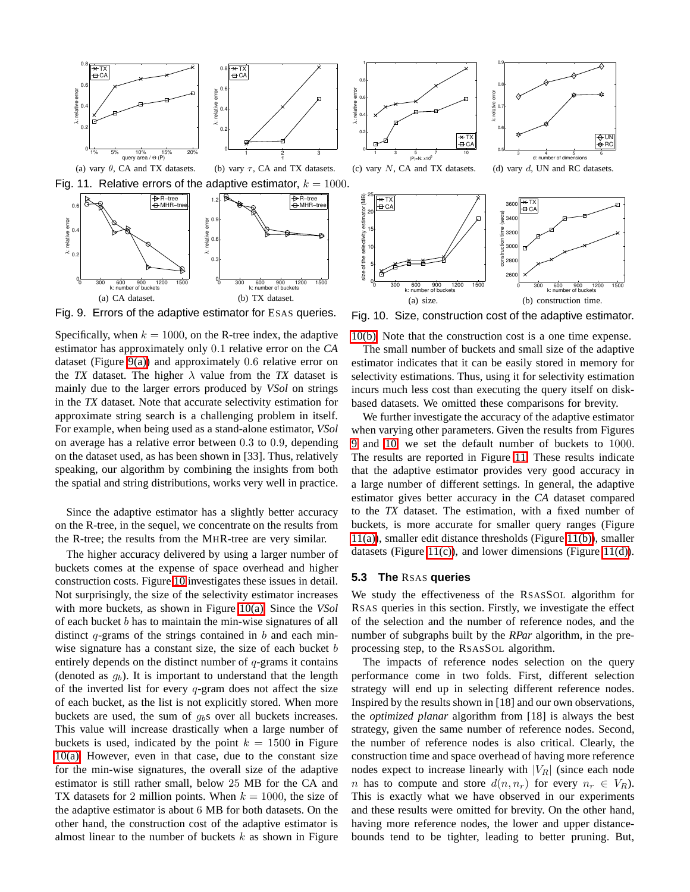(a) vary $\theta$, CA and TX datasets.

(b) vary $\tau$, CA and TX datasets.

(c) vary $N$, CA and TX datasets.

(d) vary $d$, UN and RC datasets.

Fig. 11. Relative errors of the adaptive estimator, $k = 1000$.

(a) CA dataset.

(b) TX dataset.

Fig. 9. Errors of the adaptive estimator for ESAS queries.

(a) size.

(b) construction time.

Fig. 10. Size, construction cost of the adaptive estimator.

Specifically, when $k = 1000$, on the R-tree index, the adaptive estimator has approximately only 0.1 relative error on the *CA* dataset (Figure 9(a)) and approximately 0.6 relative error on the *TX* dataset. The higher $\lambda$ value from the *TX* dataset is mainly due to the larger errors produced by *VSol* on strings in the *TX* dataset. Note that accurate selectivity estimation for approximate string search is a challenging problem in itself. For example, when being used as a stand-alone estimator, *VSol* on average has a relative error between 0.3 to 0.9, depending on the dataset used, as has been shown in [33]. Thus, relatively speaking, our algorithm by combining the insights from both the spatial and string distributions, works very well in practice.

Since the adaptive estimator has a slightly better accuracy on the R-tree, in the sequel, we concentrate on the results from the R-tree; the results from the MHR-tree are very similar.

The higher accuracy delivered by using a larger number of buckets comes at the expense of space overhead and higher construction costs. Figure 10 investigates these issues in detail. Not surprisingly, the size of the selectivity estimator increases with more buckets, as shown in Figure 10(a). Since the *VSol* of each bucket $b$ has to maintain the min-wise signatures of all distinct $q$-grams of the strings contained in $b$ and each min-wise signature has a constant size, the size of each bucket $b$ entirely depends on the distinct number of $q$-grams it contains (denoted as $g_b$). It is important to understand that the length of the inverted list for every $q$-gram does not affect the size of each bucket, as the list is not explicitly stored. When more buckets are used, the sum of $g_b$s over all buckets increases. This value will increase drastically when a large number of buckets is used, indicated by the point $k = 1500$ in Figure 10(a). However, even in that case, due to the constant size for the min-wise signatures, the overall size of the adaptive estimator is still rather small, below 25 MB for the CA and TX datasets for 2 million points. When $k = 1000$, the size of the adaptive estimator is about 6 MB for both datasets. On the other hand, the construction cost of the adaptive estimator is almost linear to the number of buckets $k$ as shown in Figure 10(b). Note that the construction cost is a one time expense.

The small number of buckets and small size of the adaptive estimator indicates that it can be easily stored in memory for selectivity estimations. Thus, using it for selectivity estimation incurs much less cost than executing the query itself on disk-based datasets. We omitted these comparisons for brevity.

We further investigate the accuracy of the adaptive estimator when varying other parameters. Given the results from Figures 9 and 10, we set the default number of buckets to 1000. The results are reported in Figure 11. These results indicate that the adaptive estimator provides very good accuracy in a large number of different settings. In general, the adaptive estimator gives better accuracy in the *CA* dataset compared to the *TX* dataset. The estimation, with a fixed number of buckets, is more accurate for smaller query ranges (Figure 11(a)), smaller edit distance thresholds (Figure 11(b)), smaller datasets (Figure 11(c)), and lower dimensions (Figure 11(d)).

### 5.3 The RSAS queries

We study the effectiveness of the RSASSOL algorithm for RSAS queries in this section. Firstly, we investigate the effect of the selection and the number of reference nodes, and the number of subgraphs built by the *RPar* algorithm, in the pre-processing step, to the RSASSOL algorithm.

The impacts of reference nodes selection on the query performance come in two folds. First, different selection strategy will end up in selecting different reference nodes. Inspired by the results shown in [18] and our own observations, the *optimized planar* algorithm from [18] is always the best strategy, given the same number of reference nodes. Second, the number of reference nodes is also critical. Clearly, the construction time and space overhead of having more reference nodes expect to increase linearly with $|V_R|$ (since each node $n$ has to compute and store $d(n, n_r)$ for every $n_r \in V_R$). This is exactly what we have observed in our experiments and these results were omitted for brevity. On the other hand, having more reference nodes, the lower and upper distance-bounds tend to be tighter, leading to better pruning. But,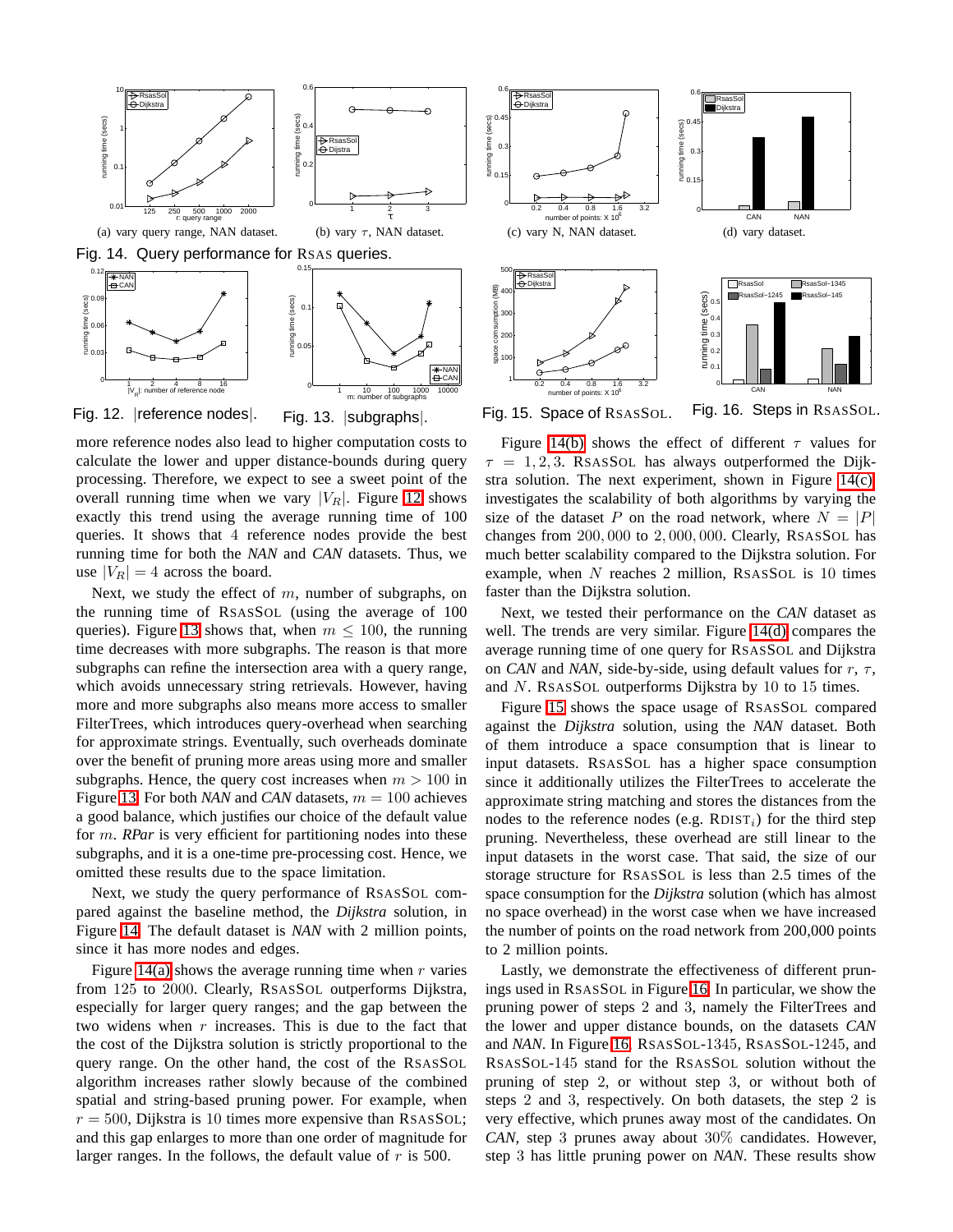(a) vary query range, NAN dataset.

(b) vary $\tau$, NAN dataset.

(c) vary N, NAN dataset.

(d) vary dataset.

Fig. 14. Query performance for RSAS queries.

Fig. 12. $|$reference nodes$|$.

Fig. 13. $|$subgraphs$|$.

Fig. 15. Space of RSASSOL.

Fig. 16. Steps in RSASSOL.

more reference nodes also lead to higher computation costs to calculate the lower and upper distance-bounds during query processing. Therefore, we expect to see a sweet point of the overall running time when we vary $|V_R|$. Figure 12 shows exactly this trend using the average running time of 100 queries. It shows that 4 reference nodes provide the best running time for both the *NAN* and *CAN* datasets. Thus, we use $|V_R| = 4$ across the board.

Next, we study the effect of $m$, number of subgraphs, on the running time of RSASSOL (using the average of 100 queries). Figure 13 shows that, when $m \leq 100$, the running time decreases with more subgraphs. The reason is that more subgraphs can refine the intersection area with a query range, which avoids unnecessary string retrievals. However, having more and more subgraphs also means more access to smaller FilterTrees, which introduces query-overhead when searching for approximate strings. Eventually, such overheads dominate over the benefit of pruning more areas using more and smaller subgraphs. Hence, the query cost increases when $m > 100$ in Figure 13. For both *NAN* and *CAN* datasets, $m = 100$ achieves a good balance, which justifies our choice of the default value for $m$. *RPar* is very efficient for partitioning nodes into these subgraphs, and it is a one-time pre-processing cost. Hence, we omitted these results due to the space limitation.

Next, we study the query performance of RSASSOL compared against the baseline method, the *Dijkstra* solution, in Figure 14. The default dataset is *NAN* with 2 million points, since it has more nodes and edges.

Figure 14(a) shows the average running time when $r$ varies from 125 to 2000. Clearly, RSASSOL outperforms Dijkstra, especially for larger query ranges; and the gap between the two widens when $r$ increases. This is due to the fact that the cost of the Dijkstra solution is strictly proportional to the query range. On the other hand, the cost of the RSASSOL algorithm increases rather slowly because of the combined spatial and string-based pruning power. For example, when $r = 500$, Dijkstra is 10 times more expensive than RSASSOL; and this gap enlarges to more than one order of magnitude for larger ranges. In the follows, the default value of $r$ is 500.

Figure 14(b) shows the effect of different $\tau$ values for $\tau = 1, 2, 3$. RSASSOL has always outperformed the Dijkstra solution. The next experiment, shown in Figure 14(c) investigates the scalability of both algorithms by varying the size of the dataset $P$ on the road network, where $N = |P|$ changes from 200,000 to 2,000,000. Clearly, RSASSOL has much better scalability compared to the Dijkstra solution. For example, when $N$ reaches 2 million, RSASSOL is 10 times faster than the Dijkstra solution.

Next, we tested their performance on the *CAN* dataset as well. The trends are very similar. Figure 14(d) compares the average running time of one query for RSASSOL and Dijkstra on *CAN* and *NAN*, side-by-side, using default values for $r$, $\tau$, and $N$. RSASSOL outperforms Dijkstra by 10 to 15 times.

Figure 15 shows the space usage of RSASSOL compared against the *Dijkstra* solution, using the *NAN* dataset. Both of them introduce a space consumption that is linear to input datasets. RSASSOL has a higher space consumption since it additionally utilizes the FilterTrees to accelerate the approximate string matching and stores the distances from the nodes to the reference nodes (e.g. $\text{RDIST}_i$) for the third step pruning. Nevertheless, these overhead are still linear to the input datasets in the worst case. That said, the size of our storage structure for RSASSOL is less than 2.5 times of the space consumption for the *Dijkstra* solution (which has almost no space overhead) in the worst case when we have increased the number of points on the road network from 200,000 points to 2 million points.

Lastly, we demonstrate the effectiveness of different prunings used in RSASSOL in Figure 16. In particular, we show the pruning power of steps 2 and 3, namely the FilterTrees and the lower and upper distance bounds, on the datasets *CAN* and *NAN*. In Figure 16, RSASSOL-1345, RSASSOL-1245, and RSASSOL-145 stand for the RSASSOL solution without the pruning of step 2, or without step 3, or without both of steps 2 and 3, respectively. On both datasets, the step 2 is very effective, which prunes away most of the candidates. On *CAN*, step 3 prunes away about 30% candidates. However, step 3 has little pruning power on *NAN*. These results show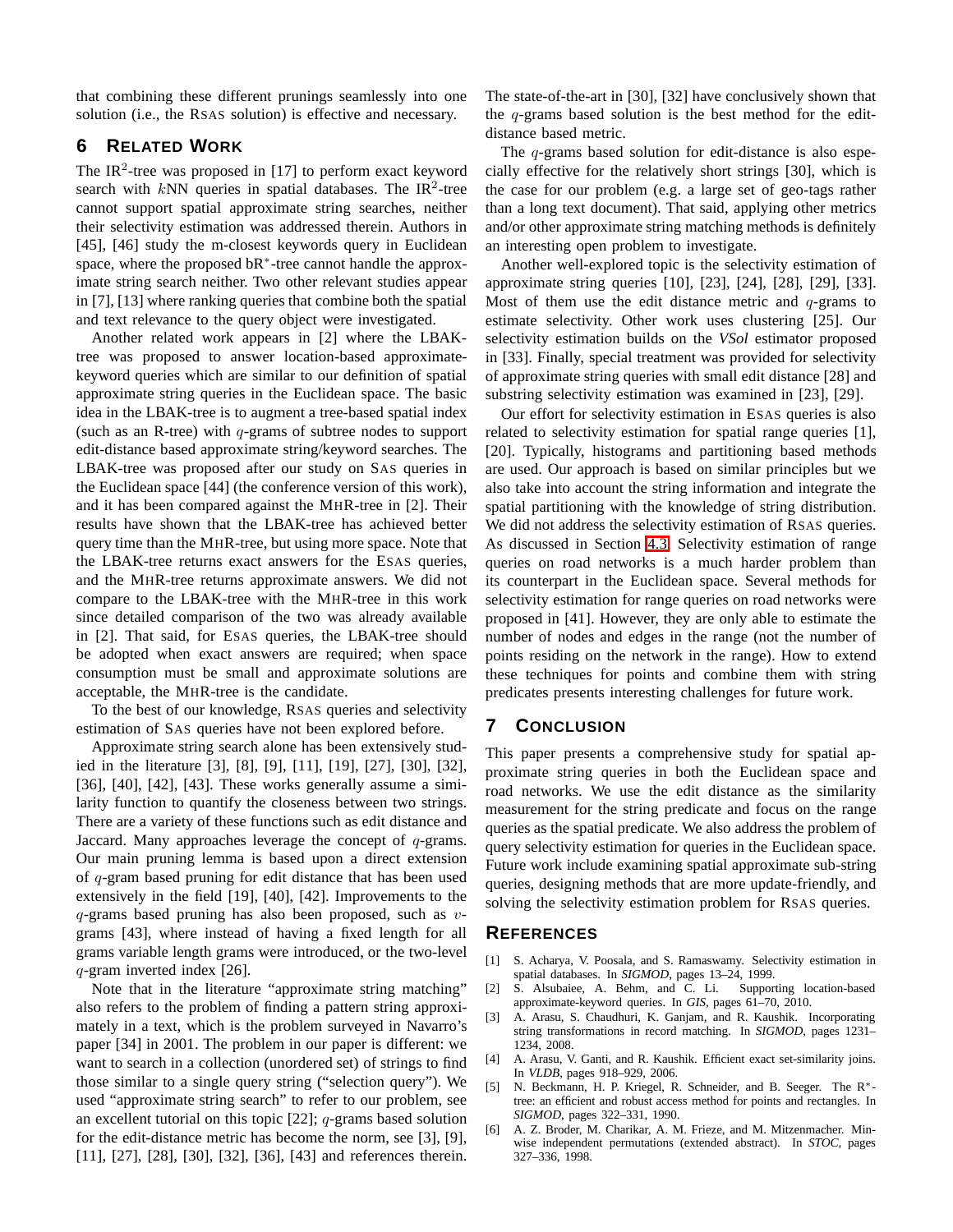that combining these different prunings seamlessly into one solution (i.e., the RSAS solution) is effective and necessary.

## 6 Related Work

The IR$^2$-tree was proposed in [17] to perform exact keyword search with $k$NN queries in spatial databases. The IR$^2$-tree cannot support spatial approximate string searches, neither their selectivity estimation was addressed therein. Authors in [45], [46] study the m-closest keywords query in Euclidean space, where the proposed bR$^*$-tree cannot handle the approximate string search neither. Two other relevant studies appear in [7], [13] where ranking queries that combine both the spatial and text relevance to the query object were investigated.

Another related work appears in [2] where the LBAK-tree was proposed to answer location-based approximate-keyword queries which are similar to our definition of spatial approximate string queries in the Euclidean space. The basic idea in the LBAK-tree is to augment a tree-based spatial index (such as an R-tree) with $q$-grams of subtree nodes to support edit-distance based approximate string/keyword searches. The LBAK-tree was proposed after our study on SAS queries in the Euclidean space [44] (the conference version of this work), and it has been compared against the MHR-tree in [2]. Their results have shown that the LBAK-tree has achieved better query time than the MHR-tree, but using more space. Note that the LBAK-tree returns exact answers for the ESAS queries, and the MHR-tree returns approximate answers. We did not compare to the LBAK-tree with the MHR-tree in this work since detailed comparison of the two was already available in [2]. That said, for ESAS queries, the LBAK-tree should be adopted when exact answers are required; when space consumption must be small and approximate solutions are acceptable, the MHR-tree is the candidate.

To the best of our knowledge, RSAS queries and selectivity estimation of SAS queries have not been explored before.

Approximate string search alone has been extensively studied in the literature [3], [8], [9], [11], [19], [27], [30], [32], [36], [40], [42], [43]. These works generally assume a similarity function to quantify the closeness between two strings. There are a variety of these functions such as edit distance and Jaccard. Many approaches leverage the concept of $q$-grams. Our main pruning lemma is based upon a direct extension of $q$-gram based pruning for edit distance that has been used extensively in the field [19], [40], [42]. Improvements to the $q$-grams based pruning has also been proposed, such as $v$-grams [43], where instead of having a fixed length for all grams variable length grams were introduced, or the two-level $q$-gram inverted index [26].

Note that in the literature "approximate string matching" also refers to the problem of finding a pattern string approximately in a text, which is the problem surveyed in Navarro's paper [34] in 2001. The problem in our paper is different: we want to search in a collection (unordered set) of strings to find those similar to a single query string ("selection query"). We used "approximate string search" to refer to our problem, see an excellent tutorial on this topic [22]; $q$-grams based solution for the edit-distance metric has become the norm, see [3], [9], [11], [27], [28], [30], [32], [36], [43] and references therein. The state-of-the-art in [30], [32] have conclusively shown that the $q$-grams based solution is the best method for the edit-distance based metric.

The $q$-grams based solution for edit-distance is also especially effective for the relatively short strings [30], which is the case for our problem (e.g. a large set of geo-tags rather than a long text document). That said, applying other metrics and/or other approximate string matching methods is definitely an interesting open problem to investigate.

Another well-explored topic is the selectivity estimation of approximate string queries [10], [23], [24], [28], [29], [33]. Most of them use the edit distance metric and $q$-grams to estimate selectivity. Other work uses clustering [25]. Our selectivity estimation builds on the *VSol* estimator proposed in [33]. Finally, special treatment was provided for selectivity of approximate string queries with small edit distance [28] and substring selectivity estimation was examined in [23], [29].

Our effort for selectivity estimation in ESAS queries is also related to selectivity estimation for spatial range queries [1], [20]. Typically, histograms and partitioning based methods are used. Our approach is based on similar principles but we also take into account the string information and integrate the spatial partitioning with the knowledge of string distribution. We did not address the selectivity estimation of RSAS queries. As discussed in Section 4.3, Selectivity estimation of range queries on road networks is a much harder problem than its counterpart in the Euclidean space. Several methods for selectivity estimation for range queries on road networks were proposed in [41]. However, they are only able to estimate the number of nodes and edges in the range (not the number of points residing on the network in the range). How to extend these techniques for points and combine them with string predicates presents interesting challenges for future work.

## 7 Conclusion

This paper presents a comprehensive study for spatial approximate string queries in both the Euclidean space and road networks. We use the edit distance as the similarity measurement for the string predicate and focus on the range queries as the spatial predicate. We also address the problem of query selectivity estimation for queries in the Euclidean space. Future work include examining spatial approximate sub-string queries, designing methods that are more update-friendly, and solving the selectivity estimation problem for RSAS queries.

## References

[1] S. Acharya, V. Poosala, and S. Ramaswamy. Selectivity estimation in spatial databases. In *SIGMOD*, pages 13–24, 1999.

[2] S. Alsubaiee, A. Behm, and C. Li. Supporting location-based approximate-keyword queries. In *GIS*, pages 61–70, 2010.

[3] A. Arasu, S. Chaudhuri, K. Ganjam, and R. Kaushik. Incorporating string transformations in record matching. In *SIGMOD*, pages 1231–1234, 2008.

[4] A. Arasu, V. Ganti, and R. Kaushik. Efficient exact set-similarity joins. In *VLDB*, pages 918–929, 2006.

[5] N. Beckmann, H. P. Kriegel, R. Schneider, and B. Seeger. The R$^*$-tree: an efficient and robust access method for points and rectangles. In *SIGMOD*, pages 322–331, 1990.

[6] A. Z. Broder, M. Charikar, A. M. Frieze, and M. Mitzenmacher. Min-wise independent permutations (extended abstract). In *STOC*, pages 327–336, 1998.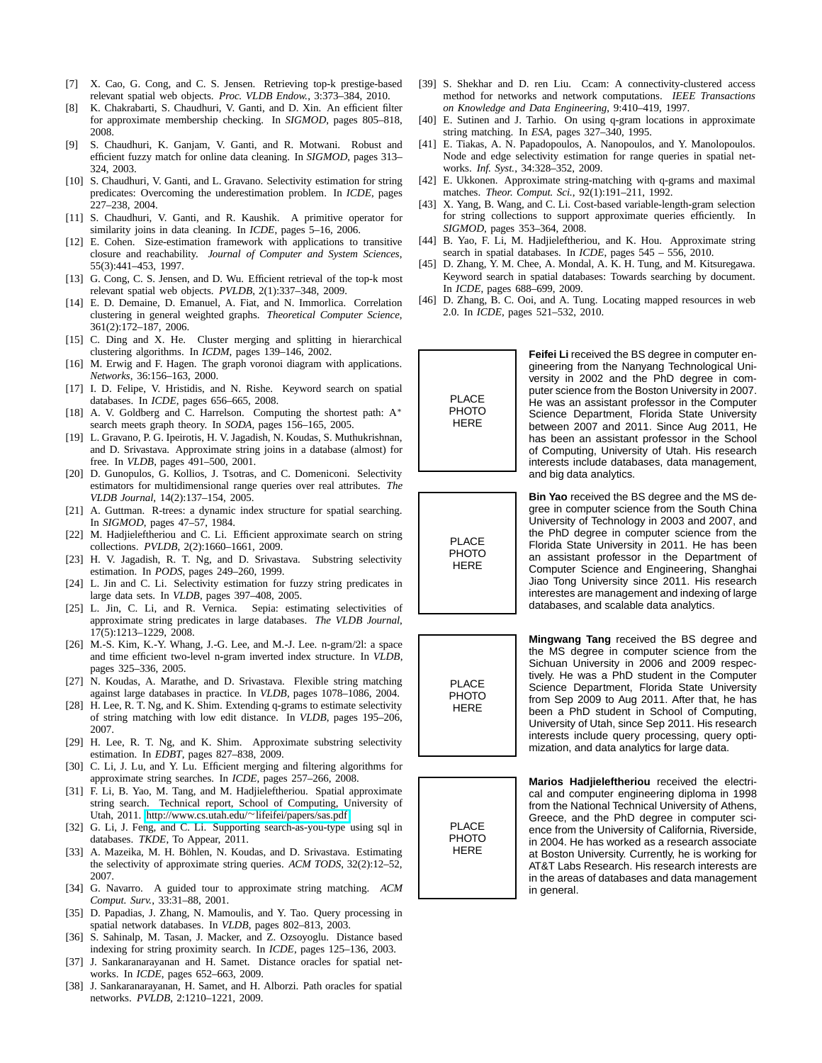[7] X. Cao, G. Cong, and C. S. Jensen. Retrieving top-k prestige-based relevant spatial web objects. *Proc. VLDB Endow.*, 3:373–384, 2010.

[8] K. Chakrabarti, S. Chaudhuri, V. Ganti, and D. Xin. An efficient filter for approximate membership checking. In *SIGMOD*, pages 805–818, 2008.

[9] S. Chaudhuri, K. Ganjam, V. Ganti, and R. Motwani. Robust and efficient fuzzy match for online data cleaning. In *SIGMOD*, pages 313–324, 2003.

[10] S. Chaudhuri, V. Ganti, and L. Gravano. Selectivity estimation for string predicates: Overcoming the underestimation problem. In *ICDE*, pages 227–238, 2004.

[11] S. Chaudhuri, V. Ganti, and R. Kaushik. A primitive operator for similarity joins in data cleaning. In *ICDE*, pages 5–16, 2006.

[12] E. Cohen. Size-estimation framework with applications to transitive closure and reachability. *Journal of Computer and System Sciences*, 55(3):441–453, 1997.

[13] G. Cong, C. S. Jensen, and D. Wu. Efficient retrieval of the top-k most relevant spatial web objects. *PVLDB*, 2(1):337–348, 2009.

[14] E. D. Demaine, D. Emanuel, A. Fiat, and N. Immorlica. Correlation clustering in general weighted graphs. *Theoretical Computer Science*, 361(2):172–187, 2006.

[15] C. Ding and X. He. Cluster merging and splitting in hierarchical clustering algorithms. In *ICDM*, pages 139–146, 2002.

[16] M. Erwig and F. Hagen. The graph voronoi diagram with applications. *Networks*, 36:156–163, 2000.

[17] I. D. Felipe, V. Hristidis, and N. Rishe. Keyword search on spatial databases. In *ICDE*, pages 656–665, 2008.

[18] A. V. Goldberg and C. Harrelson. Computing the shortest path: A$^*$ search meets graph theory. In *SODA*, pages 156–165, 2005.

[19] L. Gravano, P. G. Ipeirotis, H. V. Jagadish, N. Koudas, S. Muthukrishnan, and D. Srivastava. Approximate string joins in a database (almost) for free. In *VLDB*, pages 491–500, 2001.

[20] D. Gunopulos, G. Kollios, J. Tsotras, and C. Domeniconi. Selectivity estimators for multidimensional range queries over real attributes. *The VLDB Journal*, 14(2):137–154, 2005.

[21] A. Guttman. R-trees: a dynamic index structure for spatial searching. In *SIGMOD*, pages 47–57, 1984.

[22] M. Hadjieleftheriou and C. Li. Efficient approximate search on string collections. *PVLDB*, 2(2):1660–1661, 2009.

[23] H. V. Jagadish, R. T. Ng, and D. Srivastava. Substring selectivity estimation. In *PODS*, pages 249–260, 1999.

[24] L. Jin and C. Li. Selectivity estimation for fuzzy string predicates in large data sets. In *VLDB*, pages 397–408, 2005.

[25] L. Jin, C. Li, and R. Vernica. Sepia: estimating selectivities of approximate string predicates in large databases. *The VLDB Journal*, 17(5):1213–1229, 2008.

[26] M.-S. Kim, K.-Y. Whang, J.-G. Lee, and M.-J. Lee. n-gram/2l: a space and time efficient two-level n-gram inverted index structure. In *VLDB*, pages 325–336, 2005.

[27] N. Koudas, A. Marathe, and D. Srivastava. Flexible string matching against large databases in practice. In *VLDB*, pages 1078–1086, 2004.

[28] H. Lee, R. T. Ng, and K. Shim. Extending q-grams to estimate selectivity of string matching with low edit distance. In *VLDB*, pages 195–206, 2007.

[29] H. Lee, R. T. Ng, and K. Shim. Approximate substring selectivity estimation. In *EDBT*, pages 827–838, 2009.

[30] C. Li, J. Lu, and Y. Lu. Efficient merging and filtering algorithms for approximate string searches. In *ICDE*, pages 257–266, 2008.

[31] F. Li, B. Yao, M. Tang, and M. Hadjieleftheriou. Spatial approximate string search. Technical report, School of Computing, University of Utah, 2011. http://www.cs.utah.edu/~lifeifei/papers/sas.pdf.

[32] G. Li, J. Feng, and C. Li. Supporting search-as-you-type using sql in databases. *TKDE*, To Appear, 2011.

[33] A. Mazeika, M. H. Böhlen, N. Koudas, and D. Srivastava. Estimating the selectivity of approximate string queries. *ACM TODS*, 32(2):12–52, 2007.

[34] G. Navarro. A guided tour to approximate string matching. *ACM Comput. Surv.*, 33:31–88, 2001.

[35] D. Papadias, J. Zhang, N. Mamoulis, and Y. Tao. Query processing in spatial network databases. In *VLDB*, pages 802–813, 2003.

[36] S. Sahinalp, M. Tasan, J. Macker, and Z. Ozsoyoglu. Distance based indexing for string proximity search. In *ICDE*, pages 125–136, 2003.

[37] J. Sankaranarayanan and H. Samet. Distance oracles for spatial networks. In *ICDE*, pages 652–663, 2009.

[38] J. Sankaranarayanan, H. Samet, and H. Alborzi. Path oracles for spatial networks. *PVLDB*, 2:1210–1221, 2009.

[39] S. Shekhar and D. ren Liu. Ccam: A connectivity-clustered access method for networks and network computations. *IEEE Transactions on Knowledge and Data Engineering*, 9:410–419, 1997.

[40] E. Sutinen and J. Tarhio. On using q-gram locations in approximate string matching. In *ESA*, pages 327–340, 1995.

[41] E. Tiakas, A. N. Papadopoulos, A. Nanopoulos, and Y. Manolopoulos. Node and edge selectivity estimation for range queries in spatial networks. *Inf. Syst.*, 34:328–352, 2009.

[42] E. Ukkonen. Approximate string-matching with q-grams and maximal matches. *Theor. Comput. Sci.*, 92(1):191–211, 1992.

[43] X. Yang, B. Wang, and C. Li. Cost-based variable-length-gram selection for string collections to support approximate queries efficiently. In *SIGMOD*, pages 353–364, 2008.

[44] B. Yao, F. Li, M. Hadjieleftheriou, and K. Hou. Approximate string search in spatial databases. In *ICDE*, pages 545 – 556, 2010.

[45] D. Zhang, Y. M. Chee, A. Mondal, A. K. H. Tung, and M. Kitsuregawa. Keyword search in spatial databases: Towards searching by document. In *ICDE*, pages 688–699, 2009.

[46] D. Zhang, B. C. Ooi, and A. Tung. Locating mapped resources in web 2.0. In *ICDE*, pages 521–532, 2010.

PLACE PHOTO HERE

**Feifei Li** received the BS degree in computer engineering from the Nanyang Technological University in 2002 and the PhD degree in computer science from the Boston University in 2007. He was an assistant professor in the Computer Science Department, Florida State University between 2007 and 2011. Since Aug 2011, He has been an assistant professor in the School of Computing, University of Utah. His research interests include databases, data management, and big data analytics.

PLACE PHOTO HERE

**Bin Yao** received the BS degree and the MS degree in computer science from the South China University of Technology in 2003 and 2007, and the PhD degree in computer science from the Florida State University in 2011. He has been an assistant professor in the Department of Computer Science and Engineering, Shanghai Jiao Tong University since 2011. His research interestes are management and indexing of large databases, and scalable data analytics.

PLACE PHOTO HERE

**Mingwang Tang** received the BS degree and the MS degree in computer science from the Sichuan University in 2006 and 2009 respectively. He was a PhD student in the Computer Science Department, Florida State University from Sep 2009 to Aug 2011. After that, he has been a PhD student in School of Computing, University of Utah, since Sep 2011. His research interests include query processing, query optimization, and data analytics for large data.

PLACE PHOTO HERE

**Marios Hadjieleftheriou** received the electrical and computer engineering diploma in 1998 from the National Technical University of Athens, Greece, and the PhD degree in computer science from the University of California, Riverside, in 2004. He has worked as a research associate at Boston University. Currently, he is working for AT&T Labs Research. His research interests are in the areas of databases and data management in general.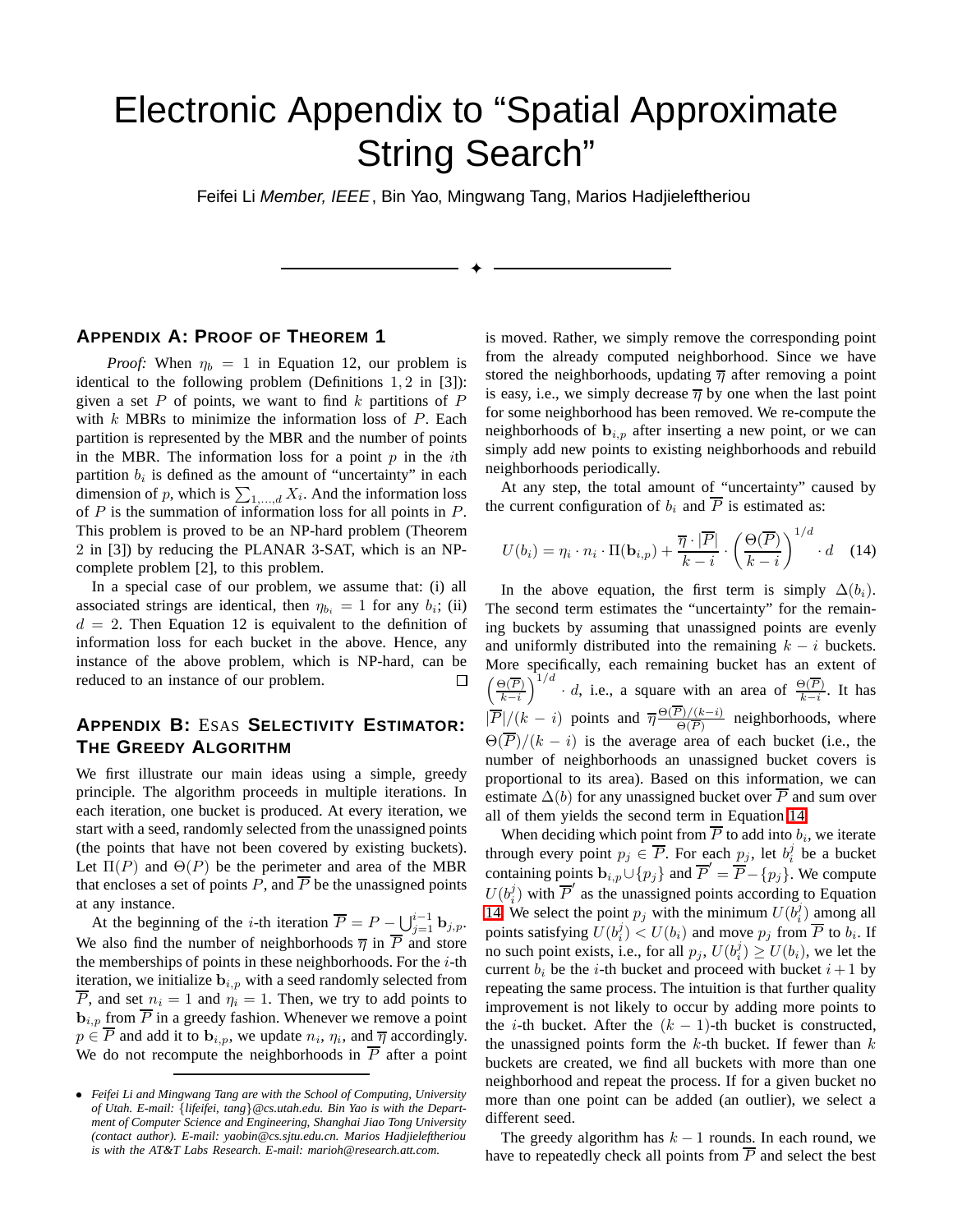# Electronic Appendix to "Spatial Approximate String Search"

Feifei Li *Member, IEEE*, Bin Yao, Mingwang Tang, Marios Hadjieleftheriou

## Appendix A: Proof of Theorem 1

*Proof:* When $\eta_b = 1$ in Equation 12, our problem is identical to the following problem (Definitions 1, 2 in [3]): given a set $P$ of points, we want to find $k$ partitions of $P$ with $k$ MBRs to minimize the information loss of $P$. Each partition is represented by the MBR and the number of points in the MBR. The information loss for a point $p$ in the $i$th partition $b_i$ is defined as the amount of "uncertainty" in each dimension of $p$, which is $\sum_{1,\ldots,d} X_i$. And the information loss of $P$ is the summation of information loss for all points in $P$. This problem is proved to be an NP-hard problem (Theorem 2 in [3]) by reducing the PLANAR 3-SAT, which is an NP-complete problem [2], to this problem.

In a special case of our problem, we assume that: (i) all associated strings are identical, then $\eta_{b_i} = 1$ for any $b_i$; (ii) $d = 2$. Then Equation 12 is equivalent to the definition of information loss for each bucket in the above. Hence, any instance of the above problem, which is NP-hard, can be reduced to an instance of our problem. □

## Appendix B: ESAS Selectivity Estimator: The Greedy Algorithm

We first illustrate our main ideas using a simple, greedy principle. The algorithm proceeds in multiple iterations. In each iteration, one bucket is produced. At every iteration, we start with a seed, randomly selected from the unassigned points (the points that have not been covered by existing buckets). Let $\Pi(P)$ and $\Theta(P)$ be the perimeter and area of the MBR that encloses a set of points $P$, and $\overline{P}$ be the unassigned points at any instance.

At the beginning of the $i$-th iteration $\overline{P} = P - \bigcup_{j=1}^{i-1} \mathbf{b}_{j,p}$. We also find the number of neighborhoods $\overline{\eta}$ in $\overline{P}$ and store the memberships of points in these neighborhoods. For the $i$-th iteration, we initialize $\mathbf{b}_{i,p}$ with a seed randomly selected from $\overline{P}$, and set $n_i = 1$ and $\eta_i = 1$. Then, we try to add points to $\mathbf{b}_{i,p}$ from $\overline{P}$ in a greedy fashion. Whenever we remove a point $p \in \overline{P}$ and add it to $\mathbf{b}_{i,p}$, we update $n_i$, $\eta_i$, and $\overline{\eta}$ accordingly. We do not recompute the neighborhoods in $\overline{P}$ after a point is moved. Rather, we simply remove the corresponding point from the already computed neighborhood. Since we have stored the neighborhoods, updating $\overline{\eta}$ after removing a point is easy, i.e., we simply decrease $\overline{\eta}$ by one when the last point for some neighborhood has been removed. We re-compute the neighborhoods of $\mathbf{b}_{i,p}$ after inserting a new point, or we can simply add new points to existing neighborhoods and rebuild neighborhoods periodically.

At any step, the total amount of "uncertainty" caused by the current configuration of $b_i$ and $\overline{P}$ is estimated as:

$$U(b_i) = \eta_i \cdot n_i \cdot \Pi(\mathbf{b}_{i,p}) + \frac{\overline{\eta} \cdot |\overline{P}|}{k-i} \cdot \left(\frac{\Theta(\overline{P})}{k-i}\right)^{1/d} \cdot d \quad (14)$$

In the above equation, the first term is simply $\Delta(b_i)$. The second term estimates the "uncertainty" for the remaining buckets by assuming that unassigned points are evenly and uniformly distributed into the remaining $k - i$ buckets. More specifically, each remaining bucket has an extent of $\left(\frac{\Theta(\overline{P})}{k-i}\right)^{1/d} \cdot d$, i.e., a square with an area of $\frac{\Theta(\overline{P})}{k-i}$. It has $|\overline{P}|/(k - i)$ points and $\overline{\eta}\frac{\Theta(\overline{P})/(k-i)}{\Theta(\overline{P})}$ neighborhoods, where $\Theta(\overline{P})/(k - i)$ is the average area of each bucket (i.e., the number of neighborhoods an unassigned bucket covers is proportional to its area). Based on this information, we can estimate $\Delta(b)$ for any unassigned bucket over $\overline{P}$ and sum over all of them yields the second term in Equation 14.

When deciding which point from $\overline{P}$ to add into $b_i$, we iterate through every point $p_j \in \overline{P}$. For each $p_j$, let $b_i^j$ be a bucket containing points $\mathbf{b}_{i,p} \cup \{p_j\}$ and $\overline{P}' = \overline{P} - \{p_j\}$. We compute $U(b_i^j)$ with $\overline{P}'$ as the unassigned points according to Equation 14. We select the point $p_j$ with the minimum $U(b_i^j)$ among all points satisfying $U(b_i^j) < U(b_i)$ and move $p_j$ from $\overline{P}$ to $b_i$. If no such point exists, i.e., for all $p_j$, $U(b_i^j) \geq U(b_i)$, we let the current $b_i$ be the $i$-th bucket and proceed with bucket $i + 1$ by repeating the same process. The intuition is that further quality improvement is not likely to occur by adding more points to the $i$-th bucket. After the $(k - 1)$-th bucket is constructed, the unassigned points form the $k$-th bucket. If fewer than $k$ buckets are created, we find all buckets with more than one neighborhood and repeat the process. If for a given bucket no more than one point can be added (an outlier), we select a different seed.

The greedy algorithm has $k - 1$ rounds. In each round, we have to repeatedly check all points from $\overline{P}$ and select the best

---

- *Feifei Li and Mingwang Tang are with the School of Computing, University of Utah. E-mail: {lifeifei, tang}@cs.utah.edu. Bin Yao is with the Department of Computer Science and Engineering, Shanghai Jiao Tong University (contact author). E-mail: yaobin@cs.sjtu.edu.cn. Marios Hadjieleftheriou is with the AT&T Labs Research. E-mail: marioh@research.att.com.*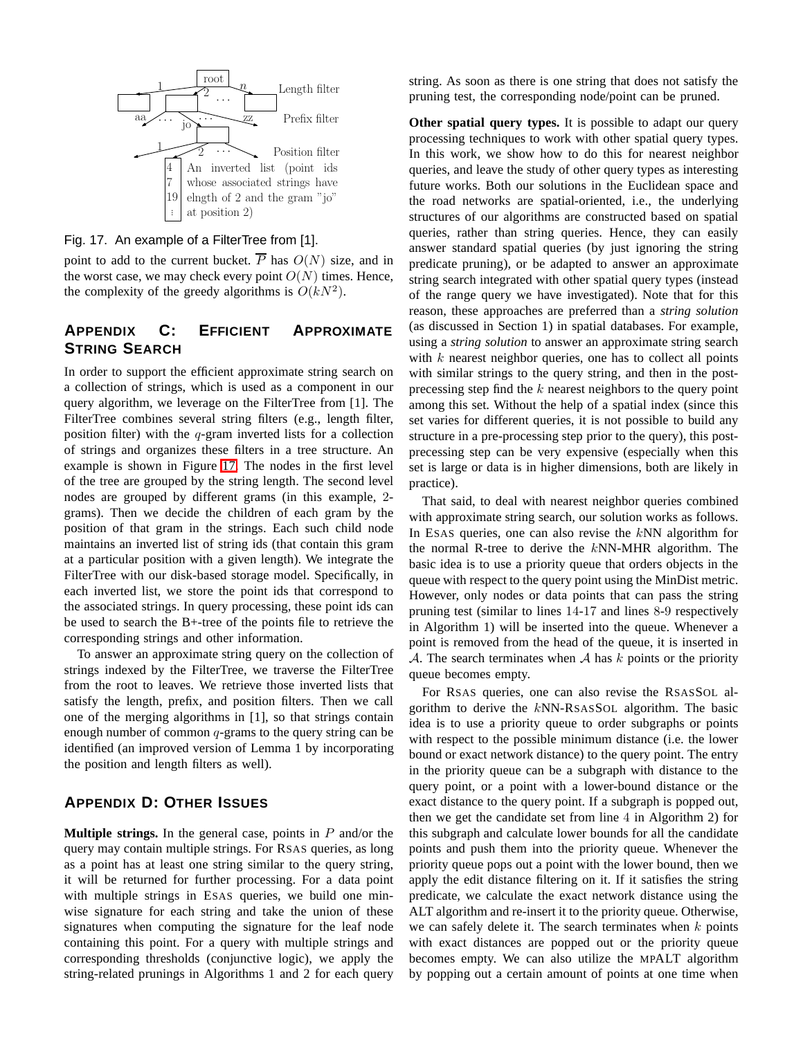Fig. 17. An example of a FilterTree from [1].

point to add to the current bucket. $\overline{P}$ has $O(N)$ size, and in the worst case, we may check every point $O(N)$ times. Hence, the complexity of the greedy algorithms is $O(kN^2)$.

## APPENDIX C: EFFICIENT APPROXIMATE STRING SEARCH

In order to support the efficient approximate string search on a collection of strings, which is used as a component in our query algorithm, we leverage on the FilterTree from [1]. The FilterTree combines several string filters (e.g., length filter, position filter) with the $q$-gram inverted lists for a collection of strings and organizes these filters in a tree structure. An example is shown in Figure 17. The nodes in the first level of the tree are grouped by the string length. The second level nodes are grouped by different grams (in this example, 2-grams). Then we decide the children of each gram by the position of that gram in the strings. Each such child node maintains an inverted list of string ids (that contain this gram at a particular position with a given length). We integrate the FilterTree with our disk-based storage model. Specifically, in each inverted list, we store the point ids that correspond to the associated strings. In query processing, these point ids can be used to search the B+-tree of the points file to retrieve the corresponding strings and other information.

To answer an approximate string query on the collection of strings indexed by the FilterTree, we traverse the FilterTree from the root to leaves. We retrieve those inverted lists that satisfy the length, prefix, and position filters. Then we call one of the merging algorithms in [1], so that strings contain enough number of common $q$-grams to the query string can be identified (an improved version of Lemma 1 by incorporating the position and length filters as well).

## APPENDIX D: OTHER ISSUES

**Multiple strings.** In the general case, points in $P$ and/or the query may contain multiple strings. For RSAS queries, as long as a point has at least one string similar to the query string, it will be returned for further processing. For a data point with multiple strings in ESAS queries, we build one min-wise signature for each string and take the union of these signatures when computing the signature for the leaf node containing this point. For a query with multiple strings and corresponding thresholds (conjunctive logic), we apply the string-related prunings in Algorithms 1 and 2 for each query string. As soon as there is one string that does not satisfy the pruning test, the corresponding node/point can be pruned.

**Other spatial query types.** It is possible to adapt our query processing techniques to work with other spatial query types. In this work, we show how to do this for nearest neighbor queries, and leave the study of other query types as interesting future works. Both our solutions in the Euclidean space and the road networks are spatial-oriented, i.e., the underlying structures of our algorithms are constructed based on spatial queries, rather than string queries. Hence, they can easily answer standard spatial queries (by just ignoring the string predicate pruning), or be adapted to answer an approximate string search integrated with other spatial query types (instead of the range query we have investigated). Note that for this reason, these approaches are preferred than a *string solution* (as discussed in Section 1) in spatial databases. For example, using a *string solution* to answer an approximate string search with $k$ nearest neighbor queries, one has to collect all points with similar strings to the query string, and then in the post-precessing step find the $k$ nearest neighbors to the query point among this set. Without the help of a spatial index (since this set varies for different queries, it is not possible to build any structure in a pre-processing step prior to the query), this post-precessing step can be very expensive (especially when this set is large or data is in higher dimensions, both are likely in practice).

That said, to deal with nearest neighbor queries combined with approximate string search, our solution works as follows. In ESAS queries, one can also revise the $k$NN algorithm for the normal R-tree to derive the $k$NN-MHR algorithm. The basic idea is to use a priority queue that orders objects in the queue with respect to the query point using the MinDist metric. However, only nodes or data points that can pass the string pruning test (similar to lines 14-17 and lines 8-9 respectively in Algorithm 1) will be inserted into the queue. Whenever a point is removed from the head of the queue, it is inserted in $\mathcal{A}$. The search terminates when $\mathcal{A}$ has $k$ points or the priority queue becomes empty.

For RSAS queries, one can also revise the RSASSOL algorithm to derive the $k$NN-RSASSOL algorithm. The basic idea is to use a priority queue to order subgraphs or points with respect to the possible minimum distance (i.e. the lower bound or exact network distance) to the query point. The entry in the priority queue can be a subgraph with distance to the query point, or a point with a lower-bound distance or the exact distance to the query point. If a subgraph is popped out, then we get the candidate set from line 4 in Algorithm 2) for this subgraph and calculate lower bounds for all the candidate points and push them into the priority queue. Whenever the priority queue pops out a point with the lower bound, then we apply the edit distance filtering on it. If it satisfies the string predicate, we calculate the exact network distance using the ALT algorithm and re-insert it to the priority queue. Otherwise, we can safely delete it. The search terminates when $k$ points with exact distances are popped out or the priority queue becomes empty. We can also utilize the MPALT algorithm by popping out a certain amount of points at one time when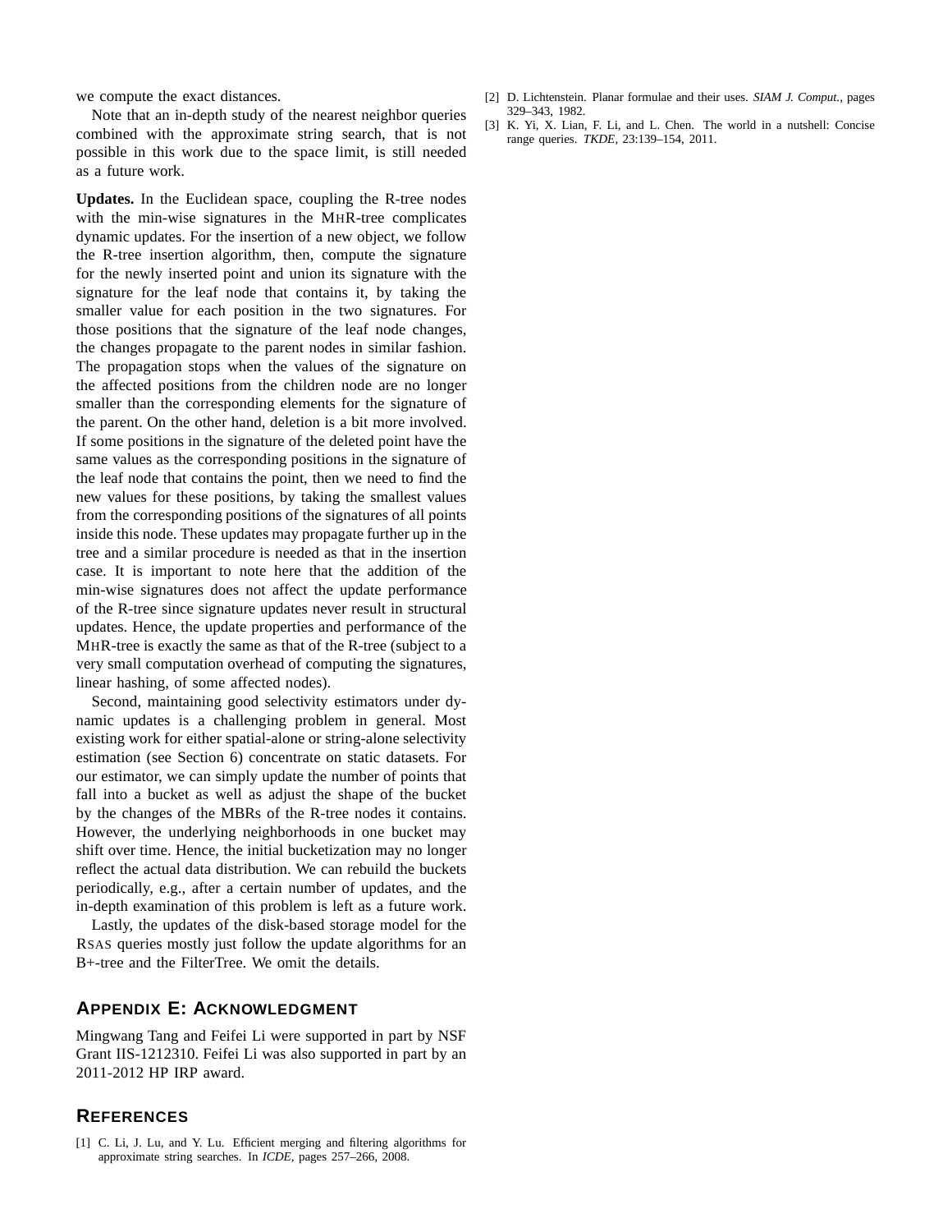we compute the exact distances.

Note that an in-depth study of the nearest neighbor queries combined with the approximate string search, that is not possible in this work due to the space limit, is still needed as a future work.

**Updates.** In the Euclidean space, coupling the R-tree nodes with the min-wise signatures in the MHR-tree complicates dynamic updates. For the insertion of a new object, we follow the R-tree insertion algorithm, then, compute the signature for the newly inserted point and union its signature with the signature for the leaf node that contains it, by taking the smaller value for each position in the two signatures. For those positions that the signature of the leaf node changes, the changes propagate to the parent nodes in similar fashion. The propagation stops when the values of the signature on the affected positions from the children node are no longer smaller than the corresponding elements for the signature of the parent. On the other hand, deletion is a bit more involved. If some positions in the signature of the deleted point have the same values as the corresponding positions in the signature of the leaf node that contains the point, then we need to find the new values for these positions, by taking the smallest values from the corresponding positions of the signatures of all points inside this node. These updates may propagate further up in the tree and a similar procedure is needed as that in the insertion case. It is important to note here that the addition of the min-wise signatures does not affect the update performance of the R-tree since signature updates never result in structural updates. Hence, the update properties and performance of the MHR-tree is exactly the same as that of the R-tree (subject to a very small computation overhead of computing the signatures, linear hashing, of some affected nodes).

Second, maintaining good selectivity estimators under dynamic updates is a challenging problem in general. Most existing work for either spatial-alone or string-alone selectivity estimation (see Section 6) concentrate on static datasets. For our estimator, we can simply update the number of points that fall into a bucket as well as adjust the shape of the bucket by the changes of the MBRs of the R-tree nodes it contains. However, the underlying neighborhoods in one bucket may shift over time. Hence, the initial bucketization may no longer reflect the actual data distribution. We can rebuild the buckets periodically, e.g., after a certain number of updates, and the in-depth examination of this problem is left as a future work.

Lastly, the updates of the disk-based storage model for the RSAS queries mostly just follow the update algorithms for an B+-tree and the FilterTree. We omit the details.

## Appendix E: Acknowledgment

Mingwang Tang and Feifei Li were supported in part by NSF Grant IIS-1212310. Feifei Li was also supported in part by an 2011-2012 HP IRP award.

## References

[1] C. Li, J. Lu, and Y. Lu. Efficient merging and filtering algorithms for approximate string searches. In *ICDE*, pages 257–266, 2008.

[2] D. Lichtenstein. Planar formulae and their uses. *SIAM J. Comput.*, pages 329–343, 1982.

[3] K. Yi, X. Lian, F. Li, and L. Chen. The world in a nutshell: Concise range queries. *TKDE*, 23:139–154, 2011.